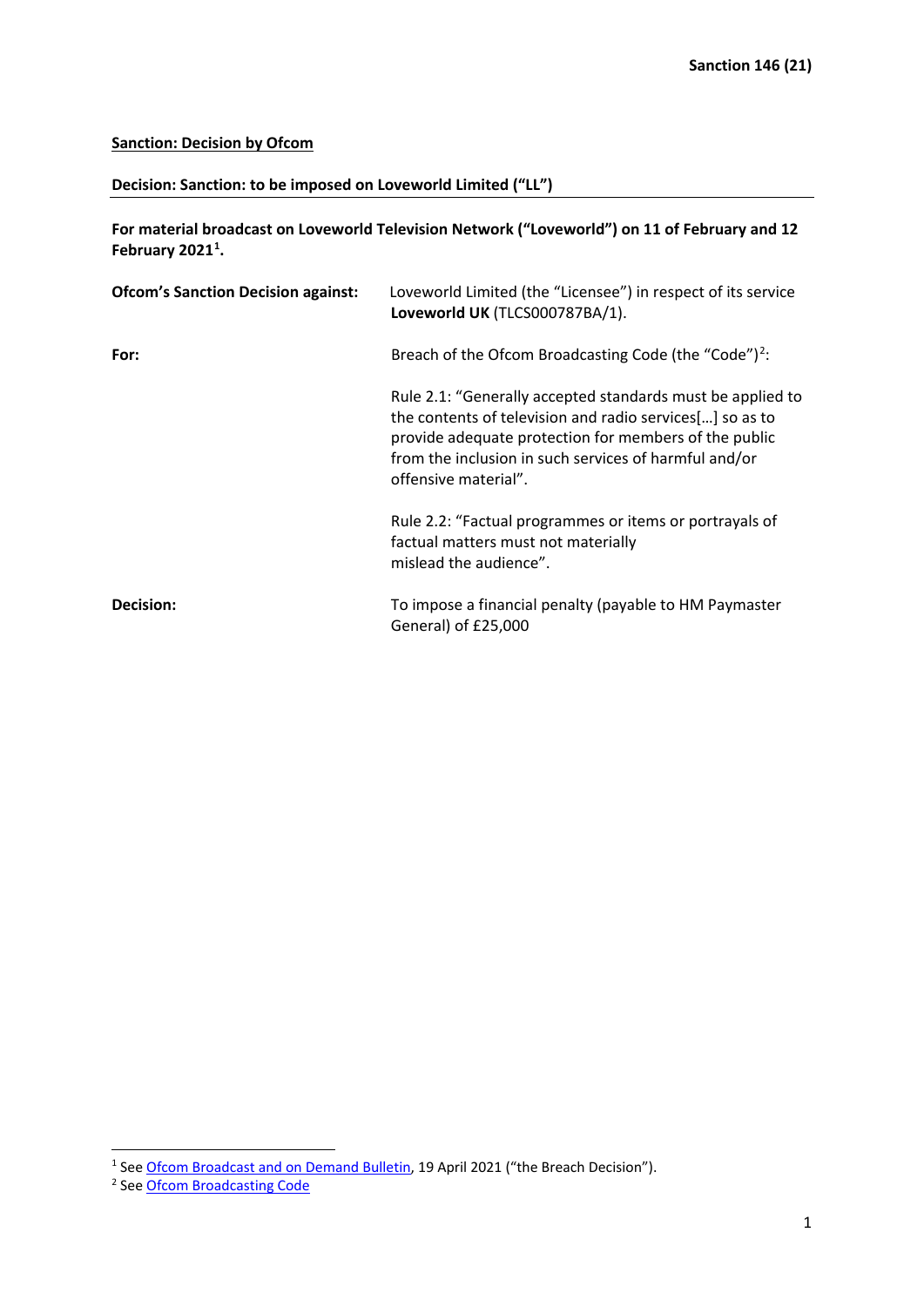Sanction 146 (21)

**Sanction: Decision by Ofcom**

**Decision: Sanction: to be imposed on Loveworld Limited ("LL")**

**For material broadcast on Loveworld Television Network ("Loveworld") on 11 of February and 12 February 2021[1].**

| | |
|---|---|
| **Ofcom's Sanction Decision against:** | Loveworld Limited (the "Licensee") in respect of its service **Loveworld UK** (TLCS000787BA/1). |
| **For:** | Breach of the Ofcom Broadcasting Code (the "Code")[2]:<br><br>Rule 2.1: "Generally accepted standards must be applied to the contents of television and radio services[…] so as to provide adequate protection for members of the public from the inclusion in such services of harmful and/or offensive material".<br><br>Rule 2.2: "Factual programmes or items or portrayals of factual matters must not materially mislead the audience". |
| **Decision:** | To impose a financial penalty (payable to HM Paymaster General) of £25,000 |

[1] See Ofcom Broadcast and on Demand Bulletin, 19 April 2021 ("the Breach Decision").

[2] See Ofcom Broadcasting Code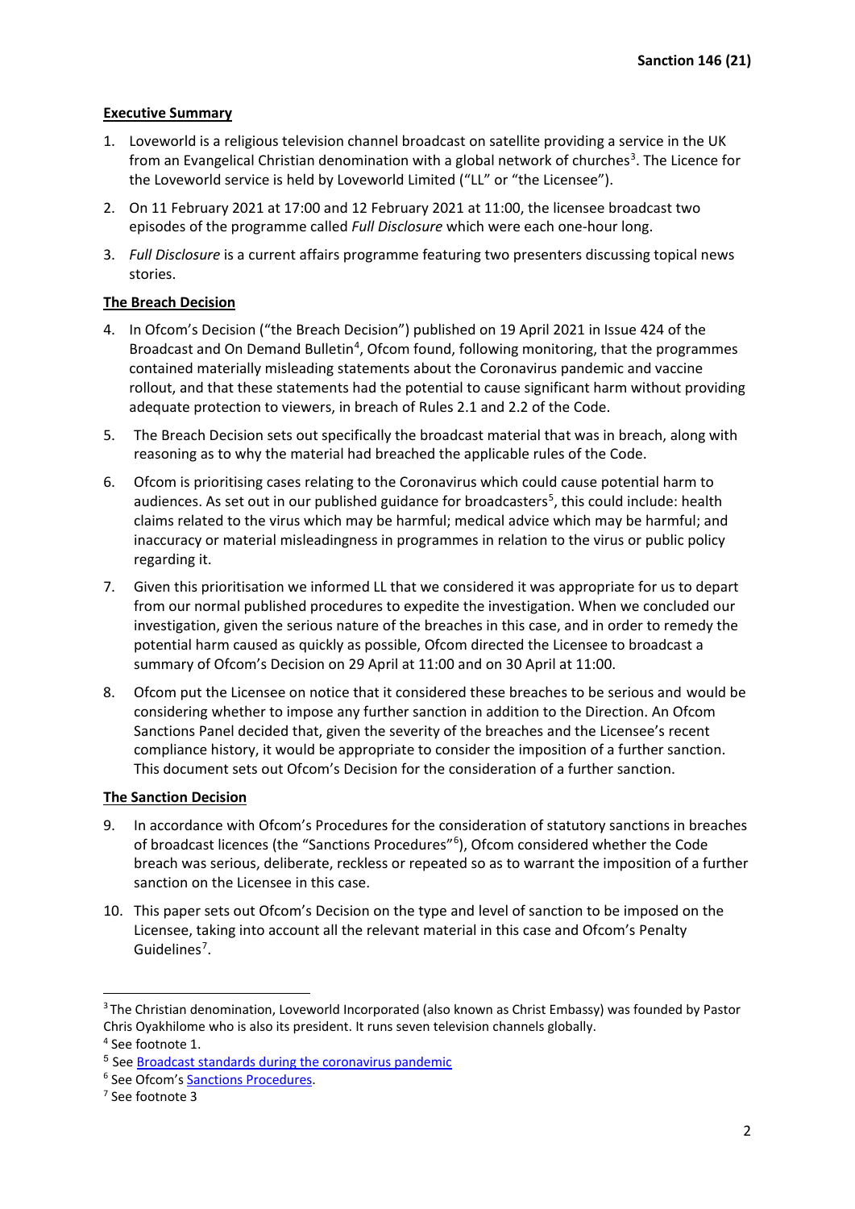**Executive Summary**

1. Loveworld is a religious television channel broadcast on satellite providing a service in the UK from an Evangelical Christian denomination with a global network of churches[3]. The Licence for the Loveworld service is held by Loveworld Limited ("LL" or "the Licensee").
2. On 11 February 2021 at 17:00 and 12 February 2021 at 11:00, the licensee broadcast two episodes of the programme called *Full Disclosure* which were each one-hour long.
3. *Full Disclosure* is a current affairs programme featuring two presenters discussing topical news stories.

**The Breach Decision**

4. In Ofcom's Decision ("the Breach Decision") published on 19 April 2021 in Issue 424 of the Broadcast and On Demand Bulletin[4], Ofcom found, following monitoring, that the programmes contained materially misleading statements about the Coronavirus pandemic and vaccine rollout, and that these statements had the potential to cause significant harm without providing adequate protection to viewers, in breach of Rules 2.1 and 2.2 of the Code.
5. The Breach Decision sets out specifically the broadcast material that was in breach, along with reasoning as to why the material had breached the applicable rules of the Code.
6. Ofcom is prioritising cases relating to the Coronavirus which could cause potential harm to audiences. As set out in our published guidance for broadcasters[5], this could include: health claims related to the virus which may be harmful; medical advice which may be harmful; and inaccuracy or material misleadingness in programmes in relation to the virus or public policy regarding it.
7. Given this prioritisation we informed LL that we considered it was appropriate for us to depart from our normal published procedures to expedite the investigation. When we concluded our investigation, given the serious nature of the breaches in this case, and in order to remedy the potential harm caused as quickly as possible, Ofcom directed the Licensee to broadcast a summary of Ofcom's Decision on 29 April at 11:00 and on 30 April at 11:00.
8. Ofcom put the Licensee on notice that it considered these breaches to be serious and would be considering whether to impose any further sanction in addition to the Direction. An Ofcom Sanctions Panel decided that, given the severity of the breaches and the Licensee's recent compliance history, it would be appropriate to consider the imposition of a further sanction. This document sets out Ofcom's Decision for the consideration of a further sanction.

**The Sanction Decision**

9. In accordance with Ofcom's Procedures for the consideration of statutory sanctions in breaches of broadcast licences (the "Sanctions Procedures"[6]), Ofcom considered whether the Code breach was serious, deliberate, reckless or repeated so as to warrant the imposition of a further sanction on the Licensee in this case.
10. This paper sets out Ofcom's Decision on the type and level of sanction to be imposed on the Licensee, taking into account all the relevant material in this case and Ofcom's Penalty Guidelines[7].

---

[3] The Christian denomination, Loveworld Incorporated (also known as Christ Embassy) was founded by Pastor Chris Oyakhilome who is also its president. It runs seven television channels globally.

[4] See footnote 1.

[5] See Broadcast standards during the coronavirus pandemic

[6] See Ofcom's Sanctions Procedures.

[7] See footnote 3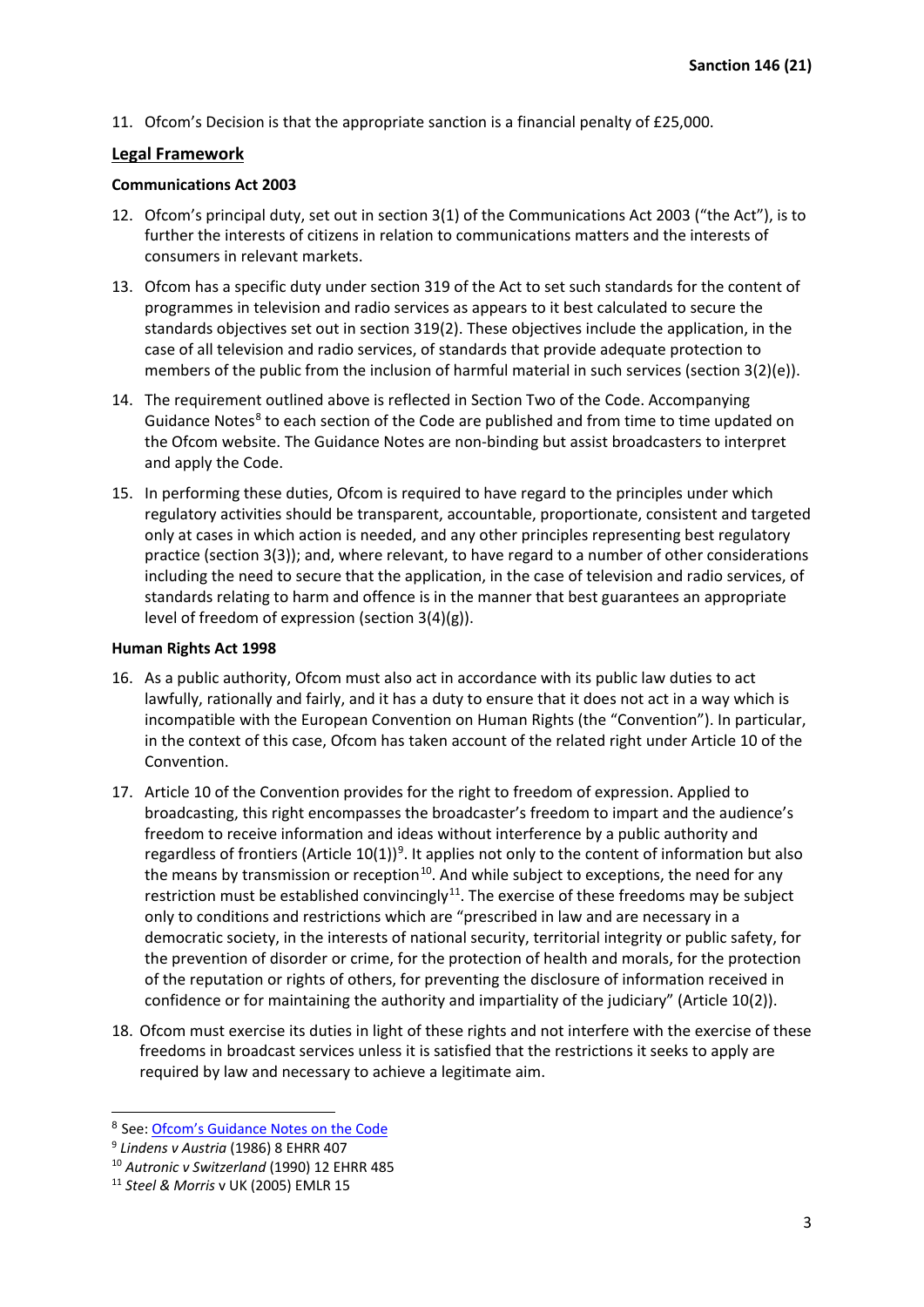11. Ofcom's Decision is that the appropriate sanction is a financial penalty of £25,000.

## Legal Framework

### Communications Act 2003

12. Ofcom's principal duty, set out in section 3(1) of the Communications Act 2003 ("the Act"), is to further the interests of citizens in relation to communications matters and the interests of consumers in relevant markets.

13. Ofcom has a specific duty under section 319 of the Act to set such standards for the content of programmes in television and radio services as appears to it best calculated to secure the standards objectives set out in section 319(2). These objectives include the application, in the case of all television and radio services, of standards that provide adequate protection to members of the public from the inclusion of harmful material in such services (section 3(2)(e)).

14. The requirement outlined above is reflected in Section Two of the Code. Accompanying Guidance Notes[8] to each section of the Code are published and from time to time updated on the Ofcom website. The Guidance Notes are non-binding but assist broadcasters to interpret and apply the Code.

15. In performing these duties, Ofcom is required to have regard to the principles under which regulatory activities should be transparent, accountable, proportionate, consistent and targeted only at cases in which action is needed, and any other principles representing best regulatory practice (section 3(3)); and, where relevant, to have regard to a number of other considerations including the need to secure that the application, in the case of television and radio services, of standards relating to harm and offence is in the manner that best guarantees an appropriate level of freedom of expression (section 3(4)(g)).

### Human Rights Act 1998

16. As a public authority, Ofcom must also act in accordance with its public law duties to act lawfully, rationally and fairly, and it has a duty to ensure that it does not act in a way which is incompatible with the European Convention on Human Rights (the "Convention"). In particular, in the context of this case, Ofcom has taken account of the related right under Article 10 of the Convention.

17. Article 10 of the Convention provides for the right to freedom of expression. Applied to broadcasting, this right encompasses the broadcaster's freedom to impart and the audience's freedom to receive information and ideas without interference by a public authority and regardless of frontiers (Article 10(1))[9]. It applies not only to the content of information but also the means by transmission or reception[10]. And while subject to exceptions, the need for any restriction must be established convincingly[11]. The exercise of these freedoms may be subject only to conditions and restrictions which are "prescribed in law and are necessary in a democratic society, in the interests of national security, territorial integrity or public safety, for the prevention of disorder or crime, for the protection of health and morals, for the protection of the reputation or rights of others, for preventing the disclosure of information received in confidence or for maintaining the authority and impartiality of the judiciary" (Article 10(2)).

18. Ofcom must exercise its duties in light of these rights and not interfere with the exercise of these freedoms in broadcast services unless it is satisfied that the restrictions it seeks to apply are required by law and necessary to achieve a legitimate aim.

---

[8] See: Ofcom's Guidance Notes on the Code

[9] *Lindens v Austria* (1986) 8 EHRR 407

[10] *Autronic v Switzerland* (1990) 12 EHRR 485

[11] *Steel & Morris* v UK (2005) EMLR 15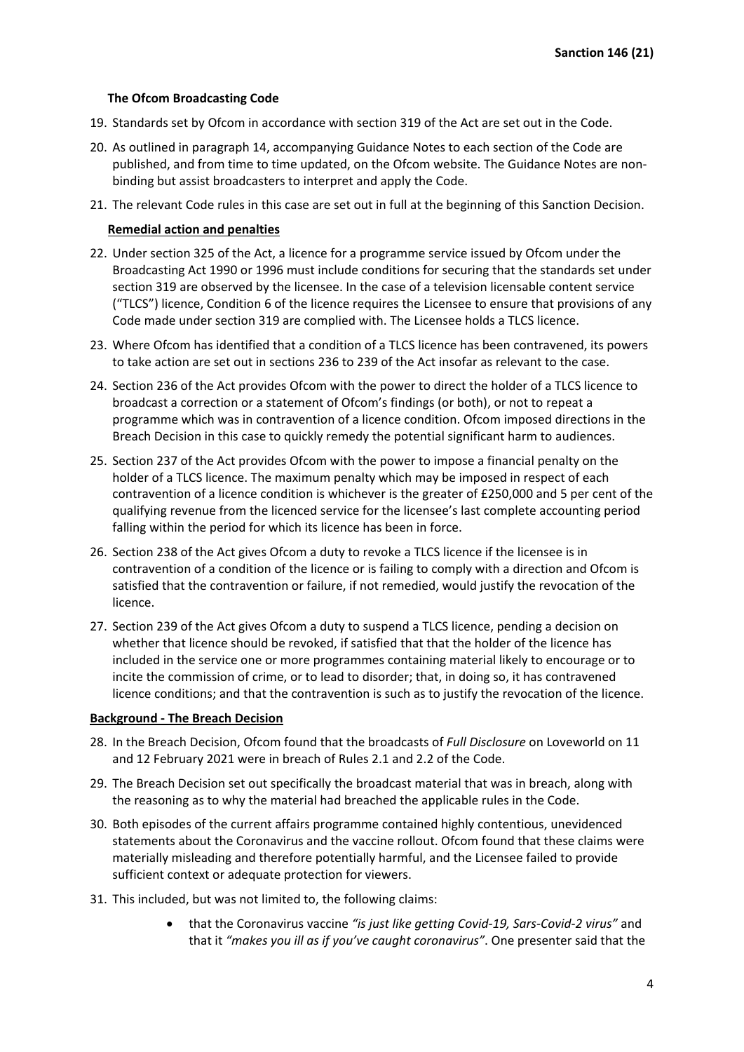### The Ofcom Broadcasting Code

19. Standards set by Ofcom in accordance with section 319 of the Act are set out in the Code.

20. As outlined in paragraph 14, accompanying Guidance Notes to each section of the Code are published, and from time to time updated, on the Ofcom website. The Guidance Notes are non-binding but assist broadcasters to interpret and apply the Code.

21. The relevant Code rules in this case are set out in full at the beginning of this Sanction Decision.

### Remedial action and penalties

22. Under section 325 of the Act, a licence for a programme service issued by Ofcom under the Broadcasting Act 1990 or 1996 must include conditions for securing that the standards set under section 319 are observed by the licensee. In the case of a television licensable content service ("TLCS") licence, Condition 6 of the licence requires the Licensee to ensure that provisions of any Code made under section 319 are complied with. The Licensee holds a TLCS licence.

23. Where Ofcom has identified that a condition of a TLCS licence has been contravened, its powers to take action are set out in sections 236 to 239 of the Act insofar as relevant to the case.

24. Section 236 of the Act provides Ofcom with the power to direct the holder of a TLCS licence to broadcast a correction or a statement of Ofcom's findings (or both), or not to repeat a programme which was in contravention of a licence condition. Ofcom imposed directions in the Breach Decision in this case to quickly remedy the potential significant harm to audiences.

25. Section 237 of the Act provides Ofcom with the power to impose a financial penalty on the holder of a TLCS licence. The maximum penalty which may be imposed in respect of each contravention of a licence condition is whichever is the greater of £250,000 and 5 per cent of the qualifying revenue from the licenced service for the licensee's last complete accounting period falling within the period for which its licence has been in force.

26. Section 238 of the Act gives Ofcom a duty to revoke a TLCS licence if the licensee is in contravention of a condition of the licence or is failing to comply with a direction and Ofcom is satisfied that the contravention or failure, if not remedied, would justify the revocation of the licence.

27. Section 239 of the Act gives Ofcom a duty to suspend a TLCS licence, pending a decision on whether that licence should be revoked, if satisfied that that the holder of the licence has included in the service one or more programmes containing material likely to encourage or to incite the commission of crime, or to lead to disorder; that, in doing so, it has contravened licence conditions; and that the contravention is such as to justify the revocation of the licence.

### Background - The Breach Decision

28. In the Breach Decision, Ofcom found that the broadcasts of *Full Disclosure* on Loveworld on 11 and 12 February 2021 were in breach of Rules 2.1 and 2.2 of the Code.

29. The Breach Decision set out specifically the broadcast material that was in breach, along with the reasoning as to why the material had breached the applicable rules in the Code.

30. Both episodes of the current affairs programme contained highly contentious, unevidenced statements about the Coronavirus and the vaccine rollout. Ofcom found that these claims were materially misleading and therefore potentially harmful, and the Licensee failed to provide sufficient context or adequate protection for viewers.

31. This included, but was not limited to, the following claims:

    - that the Coronavirus vaccine *"is just like getting Covid-19, Sars-Covid-2 virus"* and that it *"makes you ill as if you've caught coronavirus"*. One presenter said that the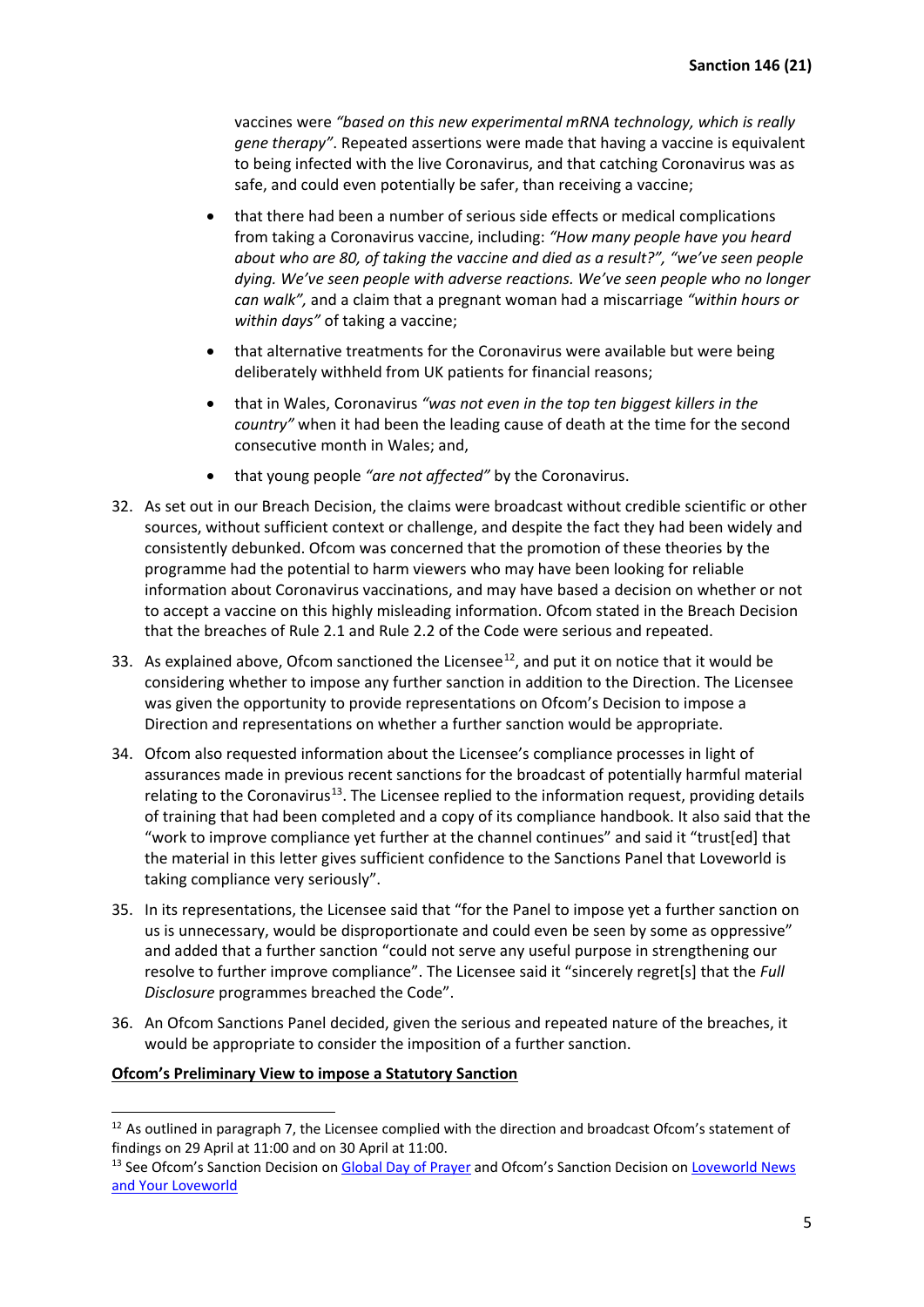vaccines were *"based on this new experimental mRNA technology, which is really gene therapy"*. Repeated assertions were made that having a vaccine is equivalent to being infected with the live Coronavirus, and that catching Coronavirus was as safe, and could even potentially be safer, than receiving a vaccine;

- that there had been a number of serious side effects or medical complications from taking a Coronavirus vaccine, including: *"How many people have you heard about who are 80, of taking the vaccine and died as a result?", "we've seen people dying. We've seen people with adverse reactions. We've seen people who no longer can walk",* and a claim that a pregnant woman had a miscarriage *"within hours or within days"* of taking a vaccine;
- that alternative treatments for the Coronavirus were available but were being deliberately withheld from UK patients for financial reasons;
- that in Wales, Coronavirus *"was not even in the top ten biggest killers in the country"* when it had been the leading cause of death at the time for the second consecutive month in Wales; and,
- that young people *"are not affected"* by the Coronavirus.

32. As set out in our Breach Decision, the claims were broadcast without credible scientific or other sources, without sufficient context or challenge, and despite the fact they had been widely and consistently debunked. Ofcom was concerned that the promotion of these theories by the programme had the potential to harm viewers who may have been looking for reliable information about Coronavirus vaccinations, and may have based a decision on whether or not to accept a vaccine on this highly misleading information. Ofcom stated in the Breach Decision that the breaches of Rule 2.1 and Rule 2.2 of the Code were serious and repeated.

33. As explained above, Ofcom sanctioned the Licensee[12], and put it on notice that it would be considering whether to impose any further sanction in addition to the Direction. The Licensee was given the opportunity to provide representations on Ofcom's Decision to impose a Direction and representations on whether a further sanction would be appropriate.

34. Ofcom also requested information about the Licensee's compliance processes in light of assurances made in previous recent sanctions for the broadcast of potentially harmful material relating to the Coronavirus[13]. The Licensee replied to the information request, providing details of training that had been completed and a copy of its compliance handbook. It also said that the "work to improve compliance yet further at the channel continues" and said it "trust[ed] that the material in this letter gives sufficient confidence to the Sanctions Panel that Loveworld is taking compliance very seriously".

35. In its representations, the Licensee said that "for the Panel to impose yet a further sanction on us is unnecessary, would be disproportionate and could even be seen by some as oppressive" and added that a further sanction "could not serve any useful purpose in strengthening our resolve to further improve compliance". The Licensee said it "sincerely regret[s] that the *Full Disclosure* programmes breached the Code".

36. An Ofcom Sanctions Panel decided, given the serious and repeated nature of the breaches, it would be appropriate to consider the imposition of a further sanction.

**<u>Ofcom's Preliminary View to impose a Statutory Sanction</u>**

---

[12] As outlined in paragraph 7, the Licensee complied with the direction and broadcast Ofcom's statement of findings on 29 April at 11:00 and on 30 April at 11:00.

[13] See Ofcom's Sanction Decision on Global Day of Prayer and Ofcom's Sanction Decision on Loveworld News and Your Loveworld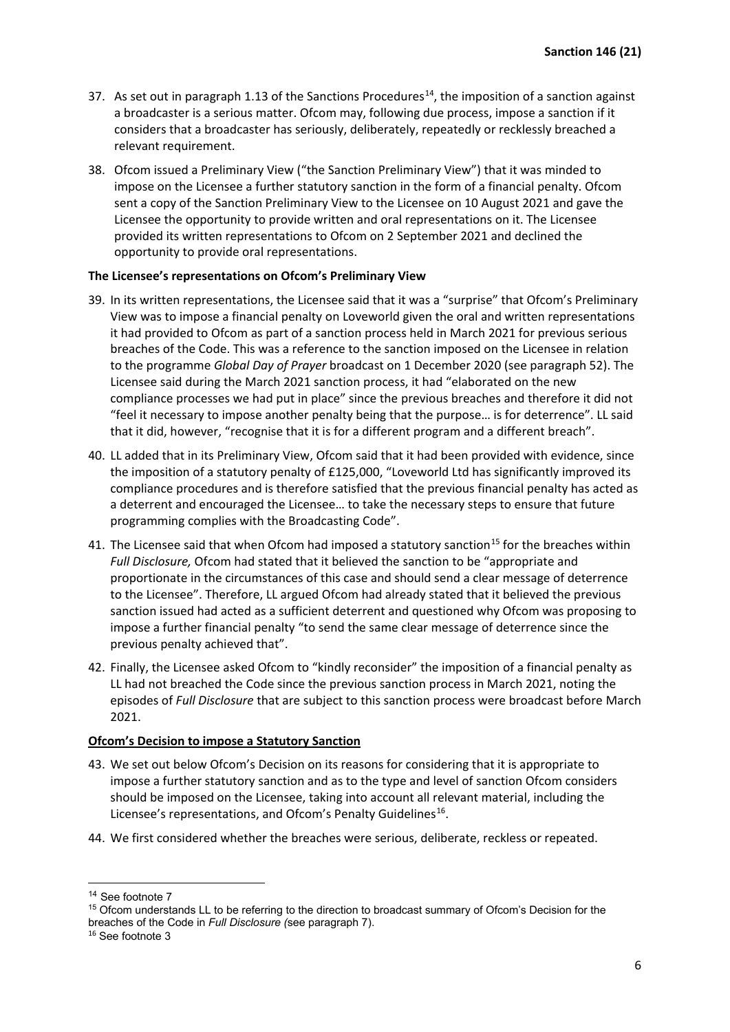37. As set out in paragraph 1.13 of the Sanctions Procedures[14], the imposition of a sanction against a broadcaster is a serious matter. Ofcom may, following due process, impose a sanction if it considers that a broadcaster has seriously, deliberately, repeatedly or recklessly breached a relevant requirement.

38. Ofcom issued a Preliminary View ("the Sanction Preliminary View") that it was minded to impose on the Licensee a further statutory sanction in the form of a financial penalty. Ofcom sent a copy of the Sanction Preliminary View to the Licensee on 10 August 2021 and gave the Licensee the opportunity to provide written and oral representations on it. The Licensee provided its written representations to Ofcom on 2 September 2021 and declined the opportunity to provide oral representations.

**The Licensee's representations on Ofcom's Preliminary View**

39. In its written representations, the Licensee said that it was a "surprise" that Ofcom's Preliminary View was to impose a financial penalty on Loveworld given the oral and written representations it had provided to Ofcom as part of a sanction process held in March 2021 for previous serious breaches of the Code. This was a reference to the sanction imposed on the Licensee in relation to the programme *Global Day of Prayer* broadcast on 1 December 2020 (see paragraph 52). The Licensee said during the March 2021 sanction process, it had "elaborated on the new compliance processes we had put in place" since the previous breaches and therefore it did not "feel it necessary to impose another penalty being that the purpose… is for deterrence". LL said that it did, however, "recognise that it is for a different program and a different breach".

40. LL added that in its Preliminary View, Ofcom said that it had been provided with evidence, since the imposition of a statutory penalty of £125,000, "Loveworld Ltd has significantly improved its compliance procedures and is therefore satisfied that the previous financial penalty has acted as a deterrent and encouraged the Licensee… to take the necessary steps to ensure that future programming complies with the Broadcasting Code".

41. The Licensee said that when Ofcom had imposed a statutory sanction[15] for the breaches within *Full Disclosure,* Ofcom had stated that it believed the sanction to be "appropriate and proportionate in the circumstances of this case and should send a clear message of deterrence to the Licensee". Therefore, LL argued Ofcom had already stated that it believed the previous sanction issued had acted as a sufficient deterrent and questioned why Ofcom was proposing to impose a further financial penalty "to send the same clear message of deterrence since the previous penalty achieved that".

42. Finally, the Licensee asked Ofcom to "kindly reconsider" the imposition of a financial penalty as LL had not breached the Code since the previous sanction process in March 2021, noting the episodes of *Full Disclosure* that are subject to this sanction process were broadcast before March 2021.

**Ofcom's Decision to impose a Statutory Sanction**

43. We set out below Ofcom's Decision on its reasons for considering that it is appropriate to impose a further statutory sanction and as to the type and level of sanction Ofcom considers should be imposed on the Licensee, taking into account all relevant material, including the Licensee's representations, and Ofcom's Penalty Guidelines[16].

44. We first considered whether the breaches were serious, deliberate, reckless or repeated.

---

[14] See footnote 7

[15] Ofcom understands LL to be referring to the direction to broadcast summary of Ofcom's Decision for the breaches of the Code in *Full Disclosure (*see paragraph 7).

[16] See footnote 3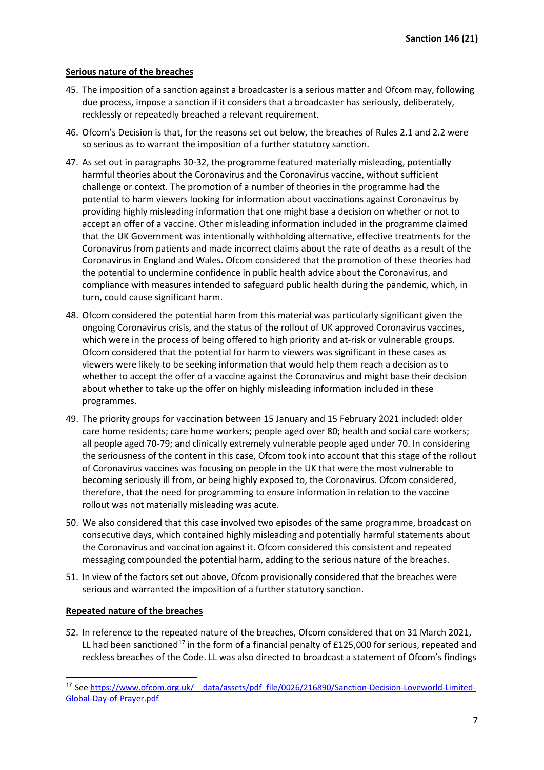**Serious nature of the breaches**

45. The imposition of a sanction against a broadcaster is a serious matter and Ofcom may, following due process, impose a sanction if it considers that a broadcaster has seriously, deliberately, recklessly or repeatedly breached a relevant requirement.

46. Ofcom's Decision is that, for the reasons set out below, the breaches of Rules 2.1 and 2.2 were so serious as to warrant the imposition of a further statutory sanction.

47. As set out in paragraphs 30-32, the programme featured materially misleading, potentially harmful theories about the Coronavirus and the Coronavirus vaccine, without sufficient challenge or context. The promotion of a number of theories in the programme had the potential to harm viewers looking for information about vaccinations against Coronavirus by providing highly misleading information that one might base a decision on whether or not to accept an offer of a vaccine. Other misleading information included in the programme claimed that the UK Government was intentionally withholding alternative, effective treatments for the Coronavirus from patients and made incorrect claims about the rate of deaths as a result of the Coronavirus in England and Wales. Ofcom considered that the promotion of these theories had the potential to undermine confidence in public health advice about the Coronavirus, and compliance with measures intended to safeguard public health during the pandemic, which, in turn, could cause significant harm.

48. Ofcom considered the potential harm from this material was particularly significant given the ongoing Coronavirus crisis, and the status of the rollout of UK approved Coronavirus vaccines, which were in the process of being offered to high priority and at-risk or vulnerable groups. Ofcom considered that the potential for harm to viewers was significant in these cases as viewers were likely to be seeking information that would help them reach a decision as to whether to accept the offer of a vaccine against the Coronavirus and might base their decision about whether to take up the offer on highly misleading information included in these programmes.

49. The priority groups for vaccination between 15 January and 15 February 2021 included: older care home residents; care home workers; people aged over 80; health and social care workers; all people aged 70-79; and clinically extremely vulnerable people aged under 70. In considering the seriousness of the content in this case, Ofcom took into account that this stage of the rollout of Coronavirus vaccines was focusing on people in the UK that were the most vulnerable to becoming seriously ill from, or being highly exposed to, the Coronavirus. Ofcom considered, therefore, that the need for programming to ensure information in relation to the vaccine rollout was not materially misleading was acute.

50. We also considered that this case involved two episodes of the same programme, broadcast on consecutive days, which contained highly misleading and potentially harmful statements about the Coronavirus and vaccination against it. Ofcom considered this consistent and repeated messaging compounded the potential harm, adding to the serious nature of the breaches.

51. In view of the factors set out above, Ofcom provisionally considered that the breaches were serious and warranted the imposition of a further statutory sanction.

**Repeated nature of the breaches**

52. In reference to the repeated nature of the breaches, Ofcom considered that on 31 March 2021, LL had been sanctioned[17] in the form of a financial penalty of £125,000 for serious, repeated and reckless breaches of the Code. LL was also directed to broadcast a statement of Ofcom's findings

[17] See https://www.ofcom.org.uk/__data/assets/pdf_file/0026/216890/Sanction-Decision-Loveworld-Limited-Global-Day-of-Prayer.pdf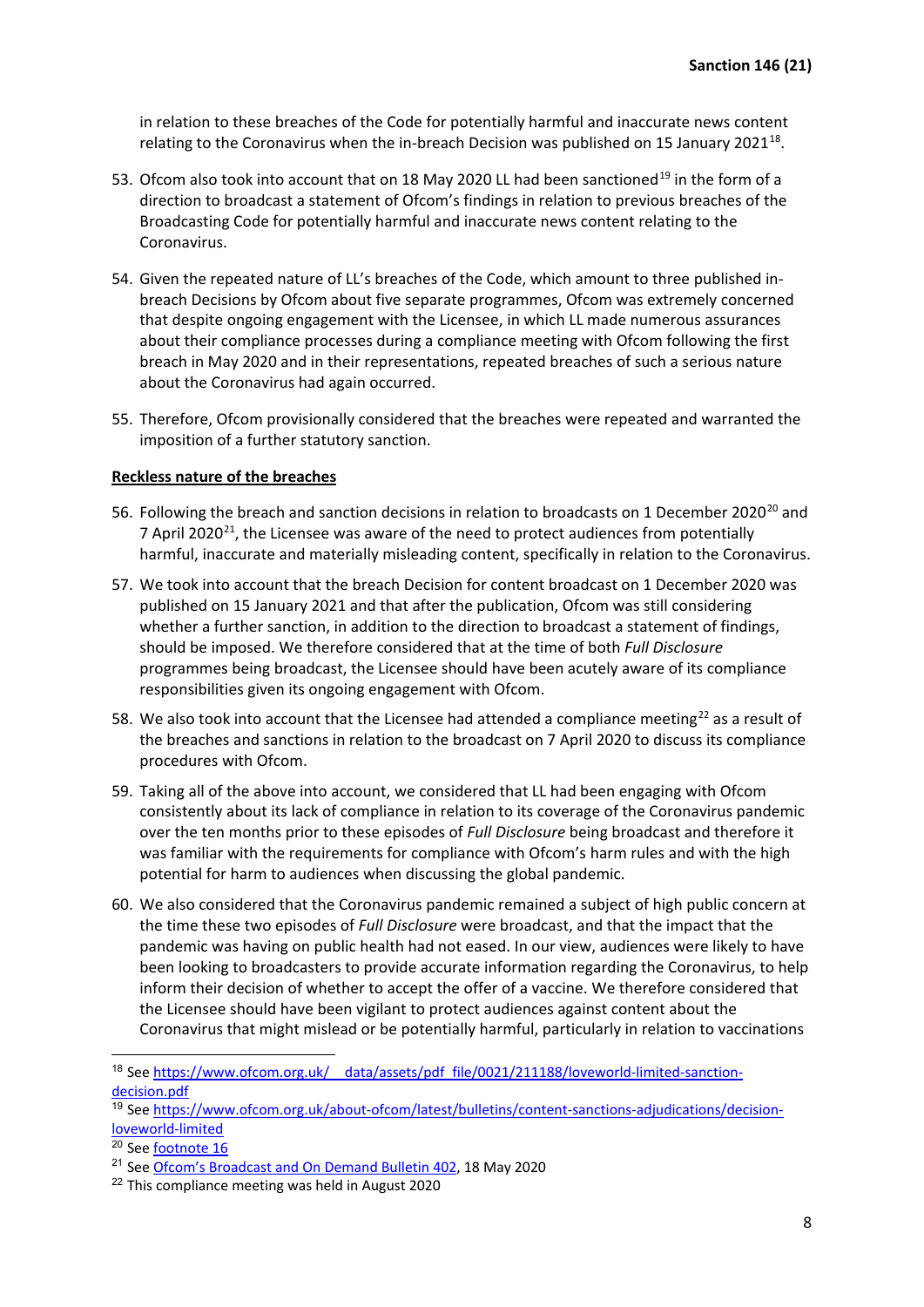in relation to these breaches of the Code for potentially harmful and inaccurate news content relating to the Coronavirus when the in-breach Decision was published on 15 January 2021[18].

53. Ofcom also took into account that on 18 May 2020 LL had been sanctioned[19] in the form of a direction to broadcast a statement of Ofcom's findings in relation to previous breaches of the Broadcasting Code for potentially harmful and inaccurate news content relating to the Coronavirus.

54. Given the repeated nature of LL's breaches of the Code, which amount to three published in-breach Decisions by Ofcom about five separate programmes, Ofcom was extremely concerned that despite ongoing engagement with the Licensee, in which LL made numerous assurances about their compliance processes during a compliance meeting with Ofcom following the first breach in May 2020 and in their representations, repeated breaches of such a serious nature about the Coronavirus had again occurred.

55. Therefore, Ofcom provisionally considered that the breaches were repeated and warranted the imposition of a further statutory sanction.

**Reckless nature of the breaches**

56. Following the breach and sanction decisions in relation to broadcasts on 1 December 2020[20] and 7 April 2020[21], the Licensee was aware of the need to protect audiences from potentially harmful, inaccurate and materially misleading content, specifically in relation to the Coronavirus.

57. We took into account that the breach Decision for content broadcast on 1 December 2020 was published on 15 January 2021 and that after the publication, Ofcom was still considering whether a further sanction, in addition to the direction to broadcast a statement of findings, should be imposed. We therefore considered that at the time of both *Full Disclosure* programmes being broadcast, the Licensee should have been acutely aware of its compliance responsibilities given its ongoing engagement with Ofcom.

58. We also took into account that the Licensee had attended a compliance meeting[22] as a result of the breaches and sanctions in relation to the broadcast on 7 April 2020 to discuss its compliance procedures with Ofcom.

59. Taking all of the above into account, we considered that LL had been engaging with Ofcom consistently about its lack of compliance in relation to its coverage of the Coronavirus pandemic over the ten months prior to these episodes of *Full Disclosure* being broadcast and therefore it was familiar with the requirements for compliance with Ofcom's harm rules and with the high potential for harm to audiences when discussing the global pandemic.

60. We also considered that the Coronavirus pandemic remained a subject of high public concern at the time these two episodes of *Full Disclosure* were broadcast, and that the impact that the pandemic was having on public health had not eased. In our view, audiences were likely to have been looking to broadcasters to provide accurate information regarding the Coronavirus, to help inform their decision of whether to accept the offer of a vaccine. We therefore considered that the Licensee should have been vigilant to protect audiences against content about the Coronavirus that might mislead or be potentially harmful, particularly in relation to vaccinations

---

[18] See https://www.ofcom.org.uk/__data/assets/pdf_file/0021/211188/loveworld-limited-sanction-decision.pdf

[19] See https://www.ofcom.org.uk/about-ofcom/latest/bulletins/content-sanctions-adjudications/decision-loveworld-limited

[20] See footnote 16

[21] See Ofcom's Broadcast and On Demand Bulletin 402, 18 May 2020

[22] This compliance meeting was held in August 2020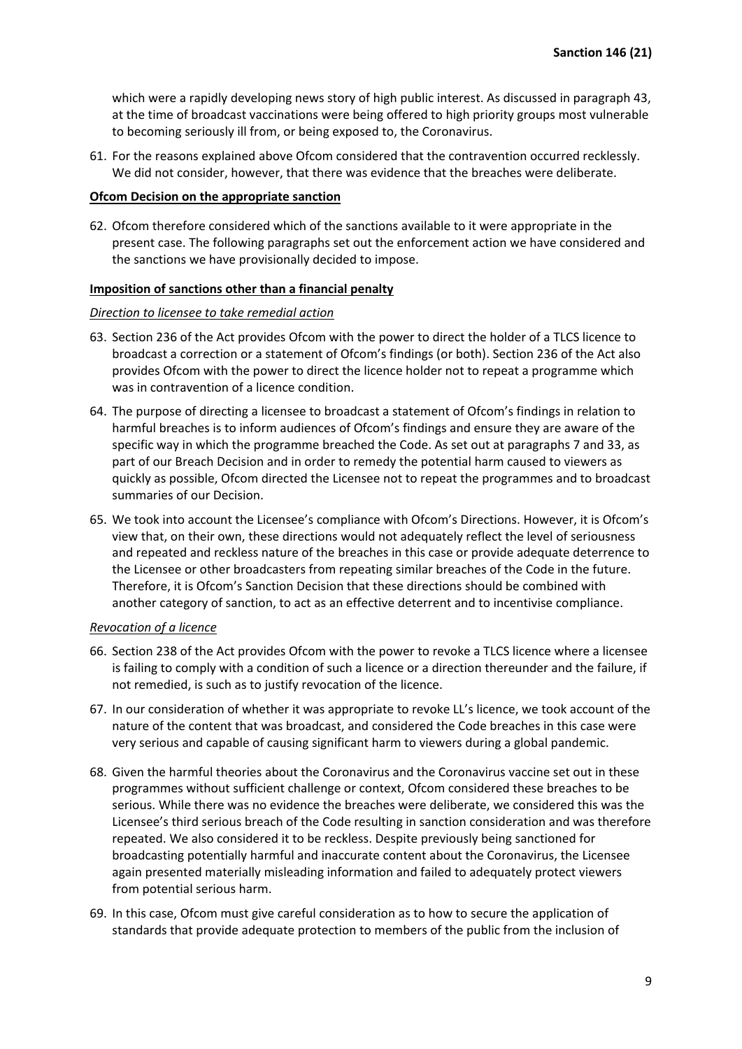which were a rapidly developing news story of high public interest. As discussed in paragraph 43, at the time of broadcast vaccinations were being offered to high priority groups most vulnerable to becoming seriously ill from, or being exposed to, the Coronavirus.

61. For the reasons explained above Ofcom considered that the contravention occurred recklessly. We did not consider, however, that there was evidence that the breaches were deliberate.

**Ofcom Decision on the appropriate sanction**

62. Ofcom therefore considered which of the sanctions available to it were appropriate in the present case. The following paragraphs set out the enforcement action we have considered and the sanctions we have provisionally decided to impose.

**Imposition of sanctions other than a financial penalty**

*Direction to licensee to take remedial action*

63. Section 236 of the Act provides Ofcom with the power to direct the holder of a TLCS licence to broadcast a correction or a statement of Ofcom's findings (or both). Section 236 of the Act also provides Ofcom with the power to direct the licence holder not to repeat a programme which was in contravention of a licence condition.

64. The purpose of directing a licensee to broadcast a statement of Ofcom's findings in relation to harmful breaches is to inform audiences of Ofcom's findings and ensure they are aware of the specific way in which the programme breached the Code. As set out at paragraphs 7 and 33, as part of our Breach Decision and in order to remedy the potential harm caused to viewers as quickly as possible, Ofcom directed the Licensee not to repeat the programmes and to broadcast summaries of our Decision.

65. We took into account the Licensee's compliance with Ofcom's Directions. However, it is Ofcom's view that, on their own, these directions would not adequately reflect the level of seriousness and repeated and reckless nature of the breaches in this case or provide adequate deterrence to the Licensee or other broadcasters from repeating similar breaches of the Code in the future. Therefore, it is Ofcom's Sanction Decision that these directions should be combined with another category of sanction, to act as an effective deterrent and to incentivise compliance.

*Revocation of a licence*

66. Section 238 of the Act provides Ofcom with the power to revoke a TLCS licence where a licensee is failing to comply with a condition of such a licence or a direction thereunder and the failure, if not remedied, is such as to justify revocation of the licence.

67. In our consideration of whether it was appropriate to revoke LL's licence, we took account of the nature of the content that was broadcast, and considered the Code breaches in this case were very serious and capable of causing significant harm to viewers during a global pandemic.

68. Given the harmful theories about the Coronavirus and the Coronavirus vaccine set out in these programmes without sufficient challenge or context, Ofcom considered these breaches to be serious. While there was no evidence the breaches were deliberate, we considered this was the Licensee's third serious breach of the Code resulting in sanction consideration and was therefore repeated. We also considered it to be reckless. Despite previously being sanctioned for broadcasting potentially harmful and inaccurate content about the Coronavirus, the Licensee again presented materially misleading information and failed to adequately protect viewers from potential serious harm.

69. In this case, Ofcom must give careful consideration as to how to secure the application of standards that provide adequate protection to members of the public from the inclusion of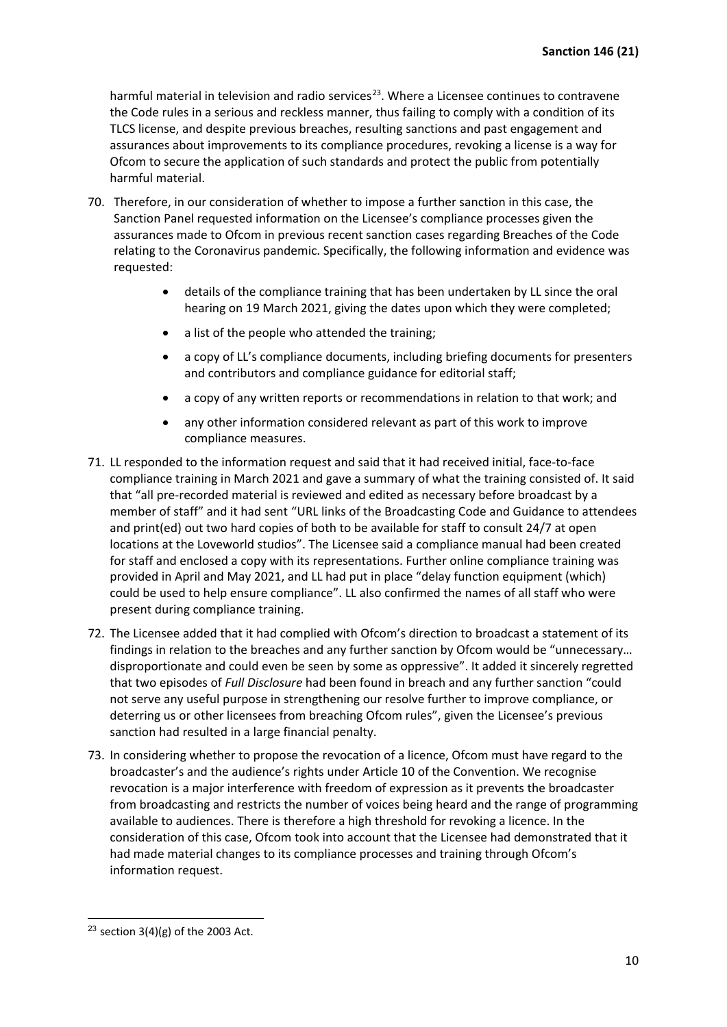harmful material in television and radio services[23]. Where a Licensee continues to contravene the Code rules in a serious and reckless manner, thus failing to comply with a condition of its TLCS license, and despite previous breaches, resulting sanctions and past engagement and assurances about improvements to its compliance procedures, revoking a license is a way for Ofcom to secure the application of such standards and protect the public from potentially harmful material.

70. Therefore, in our consideration of whether to impose a further sanction in this case, the Sanction Panel requested information on the Licensee's compliance processes given the assurances made to Ofcom in previous recent sanction cases regarding Breaches of the Code relating to the Coronavirus pandemic. Specifically, the following information and evidence was requested:

    - details of the compliance training that has been undertaken by LL since the oral hearing on 19 March 2021, giving the dates upon which they were completed;
    - a list of the people who attended the training;
    - a copy of LL's compliance documents, including briefing documents for presenters and contributors and compliance guidance for editorial staff;
    - a copy of any written reports or recommendations in relation to that work; and
    - any other information considered relevant as part of this work to improve compliance measures.

71. LL responded to the information request and said that it had received initial, face-to-face compliance training in March 2021 and gave a summary of what the training consisted of. It said that "all pre-recorded material is reviewed and edited as necessary before broadcast by a member of staff" and it had sent "URL links of the Broadcasting Code and Guidance to attendees and print(ed) out two hard copies of both to be available for staff to consult 24/7 at open locations at the Loveworld studios". The Licensee said a compliance manual had been created for staff and enclosed a copy with its representations. Further online compliance training was provided in April and May 2021, and LL had put in place "delay function equipment (which) could be used to help ensure compliance". LL also confirmed the names of all staff who were present during compliance training.

72. The Licensee added that it had complied with Ofcom's direction to broadcast a statement of its findings in relation to the breaches and any further sanction by Ofcom would be "unnecessary… disproportionate and could even be seen by some as oppressive". It added it sincerely regretted that two episodes of *Full Disclosure* had been found in breach and any further sanction "could not serve any useful purpose in strengthening our resolve further to improve compliance, or deterring us or other licensees from breaching Ofcom rules", given the Licensee's previous sanction had resulted in a large financial penalty.

73. In considering whether to propose the revocation of a licence, Ofcom must have regard to the broadcaster's and the audience's rights under Article 10 of the Convention. We recognise revocation is a major interference with freedom of expression as it prevents the broadcaster from broadcasting and restricts the number of voices being heard and the range of programming available to audiences. There is therefore a high threshold for revoking a licence. In the consideration of this case, Ofcom took into account that the Licensee had demonstrated that it had made material changes to its compliance processes and training through Ofcom's information request.

[23] section 3(4)(g) of the 2003 Act.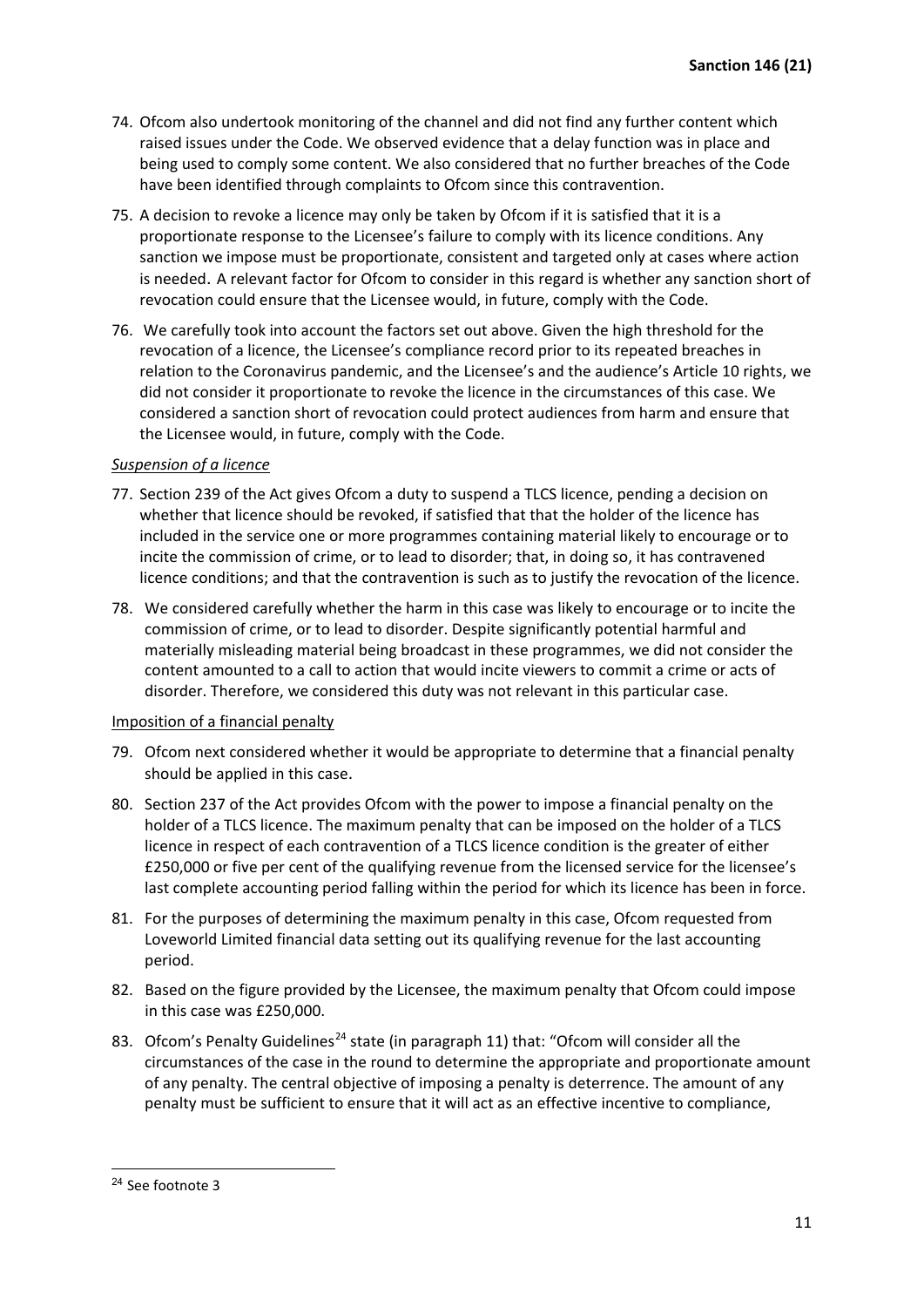74. Ofcom also undertook monitoring of the channel and did not find any further content which raised issues under the Code. We observed evidence that a delay function was in place and being used to comply some content. We also considered that no further breaches of the Code have been identified through complaints to Ofcom since this contravention.

75. A decision to revoke a licence may only be taken by Ofcom if it is satisfied that it is a proportionate response to the Licensee's failure to comply with its licence conditions. Any sanction we impose must be proportionate, consistent and targeted only at cases where action is needed. A relevant factor for Ofcom to consider in this regard is whether any sanction short of revocation could ensure that the Licensee would, in future, comply with the Code.

76. We carefully took into account the factors set out above. Given the high threshold for the revocation of a licence, the Licensee's compliance record prior to its repeated breaches in relation to the Coronavirus pandemic, and the Licensee's and the audience's Article 10 rights, we did not consider it proportionate to revoke the licence in the circumstances of this case. We considered a sanction short of revocation could protect audiences from harm and ensure that the Licensee would, in future, comply with the Code.

*Suspension of a licence*

77. Section 239 of the Act gives Ofcom a duty to suspend a TLCS licence, pending a decision on whether that licence should be revoked, if satisfied that that the holder of the licence has included in the service one or more programmes containing material likely to encourage or to incite the commission of crime, or to lead to disorder; that, in doing so, it has contravened licence conditions; and that the contravention is such as to justify the revocation of the licence.

78. We considered carefully whether the harm in this case was likely to encourage or to incite the commission of crime, or to lead to disorder. Despite significantly potential harmful and materially misleading material being broadcast in these programmes, we did not consider the content amounted to a call to action that would incite viewers to commit a crime or acts of disorder. Therefore, we considered this duty was not relevant in this particular case.

Imposition of a financial penalty

79. Ofcom next considered whether it would be appropriate to determine that a financial penalty should be applied in this case.

80. Section 237 of the Act provides Ofcom with the power to impose a financial penalty on the holder of a TLCS licence. The maximum penalty that can be imposed on the holder of a TLCS licence in respect of each contravention of a TLCS licence condition is the greater of either £250,000 or five per cent of the qualifying revenue from the licensed service for the licensee's last complete accounting period falling within the period for which its licence has been in force.

81. For the purposes of determining the maximum penalty in this case, Ofcom requested from Loveworld Limited financial data setting out its qualifying revenue for the last accounting period.

82. Based on the figure provided by the Licensee, the maximum penalty that Ofcom could impose in this case was £250,000.

83. Ofcom's Penalty Guidelines[24] state (in paragraph 11) that: "Ofcom will consider all the circumstances of the case in the round to determine the appropriate and proportionate amount of any penalty. The central objective of imposing a penalty is deterrence. The amount of any penalty must be sufficient to ensure that it will act as an effective incentive to compliance,

[24] See footnote 3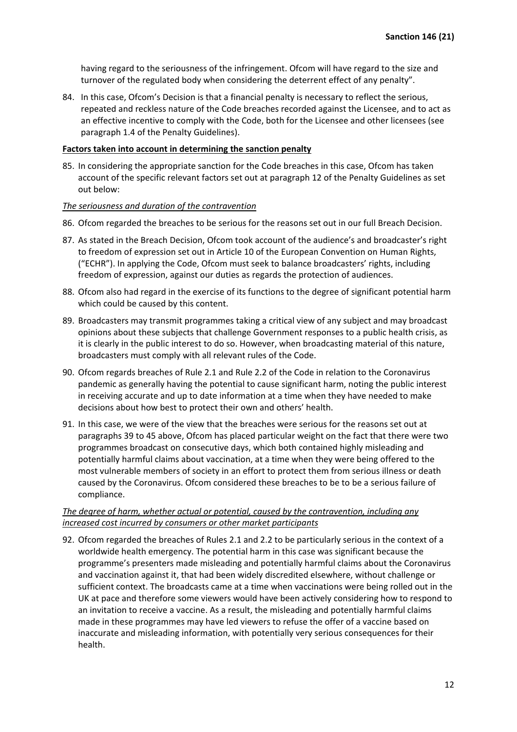having regard to the seriousness of the infringement. Ofcom will have regard to the size and turnover of the regulated body when considering the deterrent effect of any penalty".

84. In this case, Ofcom's Decision is that a financial penalty is necessary to reflect the serious, repeated and reckless nature of the Code breaches recorded against the Licensee, and to act as an effective incentive to comply with the Code, both for the Licensee and other licensees (see paragraph 1.4 of the Penalty Guidelines).

**Factors taken into account in determining the sanction penalty**

85. In considering the appropriate sanction for the Code breaches in this case, Ofcom has taken account of the specific relevant factors set out at paragraph 12 of the Penalty Guidelines as set out below:

*The seriousness and duration of the contravention*

86. Ofcom regarded the breaches to be serious for the reasons set out in our full Breach Decision.

87. As stated in the Breach Decision, Ofcom took account of the audience's and broadcaster's right to freedom of expression set out in Article 10 of the European Convention on Human Rights, ("ECHR"). In applying the Code, Ofcom must seek to balance broadcasters' rights, including freedom of expression, against our duties as regards the protection of audiences.

88. Ofcom also had regard in the exercise of its functions to the degree of significant potential harm which could be caused by this content.

89. Broadcasters may transmit programmes taking a critical view of any subject and may broadcast opinions about these subjects that challenge Government responses to a public health crisis, as it is clearly in the public interest to do so. However, when broadcasting material of this nature, broadcasters must comply with all relevant rules of the Code.

90. Ofcom regards breaches of Rule 2.1 and Rule 2.2 of the Code in relation to the Coronavirus pandemic as generally having the potential to cause significant harm, noting the public interest in receiving accurate and up to date information at a time when they have needed to make decisions about how best to protect their own and others' health.

91. In this case, we were of the view that the breaches were serious for the reasons set out at paragraphs 39 to 45 above, Ofcom has placed particular weight on the fact that there were two programmes broadcast on consecutive days, which both contained highly misleading and potentially harmful claims about vaccination, at a time when they were being offered to the most vulnerable members of society in an effort to protect them from serious illness or death caused by the Coronavirus. Ofcom considered these breaches to be to be a serious failure of compliance.

*The degree of harm, whether actual or potential, caused by the contravention, including any increased cost incurred by consumers or other market participants*

92. Ofcom regarded the breaches of Rules 2.1 and 2.2 to be particularly serious in the context of a worldwide health emergency. The potential harm in this case was significant because the programme's presenters made misleading and potentially harmful claims about the Coronavirus and vaccination against it, that had been widely discredited elsewhere, without challenge or sufficient context. The broadcasts came at a time when vaccinations were being rolled out in the UK at pace and therefore some viewers would have been actively considering how to respond to an invitation to receive a vaccine. As a result, the misleading and potentially harmful claims made in these programmes may have led viewers to refuse the offer of a vaccine based on inaccurate and misleading information, with potentially very serious consequences for their health.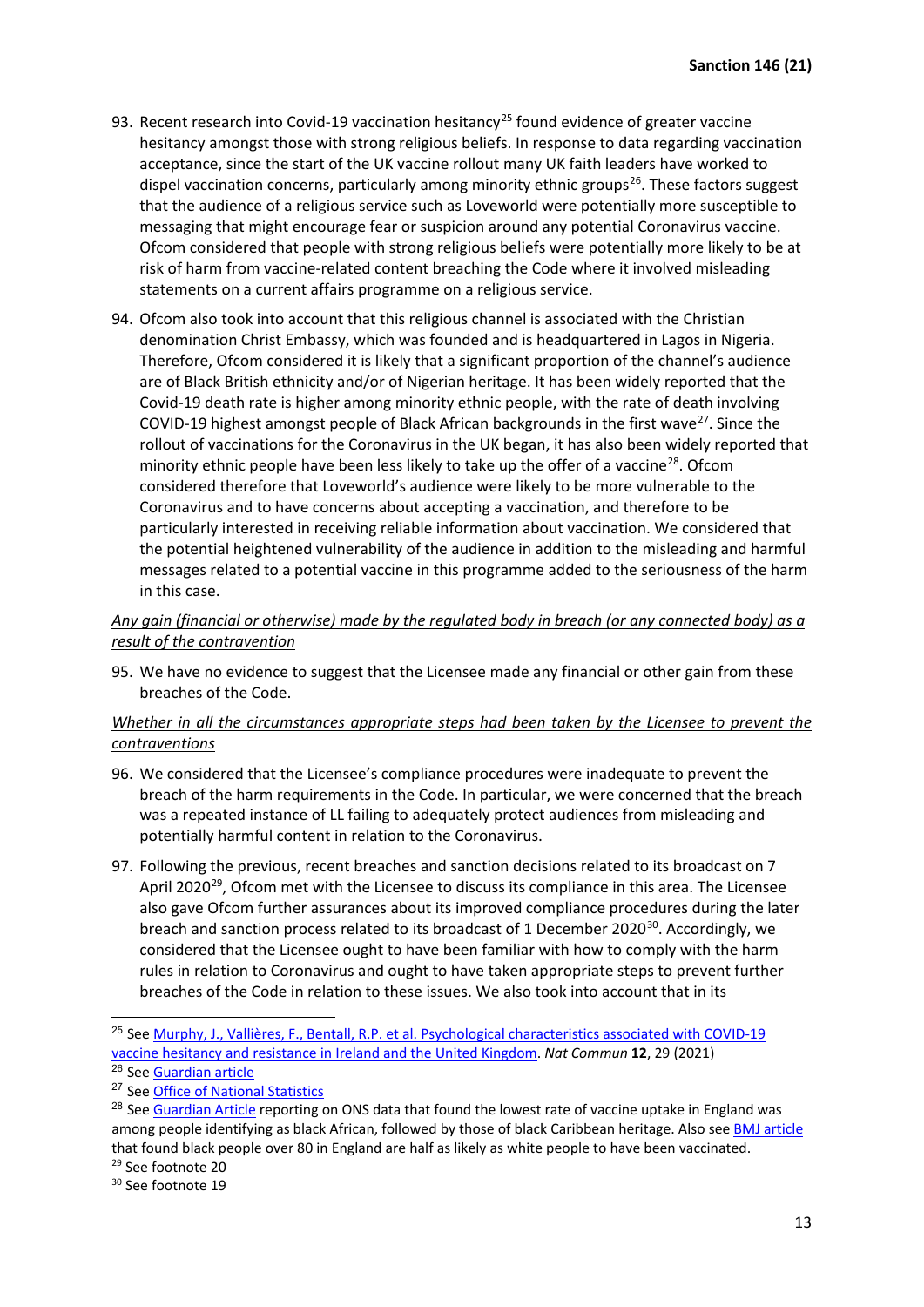93. Recent research into Covid-19 vaccination hesitancy[25] found evidence of greater vaccine hesitancy amongst those with strong religious beliefs. In response to data regarding vaccination acceptance, since the start of the UK vaccine rollout many UK faith leaders have worked to dispel vaccination concerns, particularly among minority ethnic groups[26]. These factors suggest that the audience of a religious service such as Loveworld were potentially more susceptible to messaging that might encourage fear or suspicion around any potential Coronavirus vaccine. Ofcom considered that people with strong religious beliefs were potentially more likely to be at risk of harm from vaccine-related content breaching the Code where it involved misleading statements on a current affairs programme on a religious service.

94. Ofcom also took into account that this religious channel is associated with the Christian denomination Christ Embassy, which was founded and is headquartered in Lagos in Nigeria. Therefore, Ofcom considered it is likely that a significant proportion of the channel's audience are of Black British ethnicity and/or of Nigerian heritage. It has been widely reported that the Covid-19 death rate is higher among minority ethnic people, with the rate of death involving COVID-19 highest amongst people of Black African backgrounds in the first wave[27]. Since the rollout of vaccinations for the Coronavirus in the UK began, it has also been widely reported that minority ethnic people have been less likely to take up the offer of a vaccine[28]. Ofcom considered therefore that Loveworld's audience were likely to be more vulnerable to the Coronavirus and to have concerns about accepting a vaccination, and therefore to be particularly interested in receiving reliable information about vaccination. We considered that the potential heightened vulnerability of the audience in addition to the misleading and harmful messages related to a potential vaccine in this programme added to the seriousness of the harm in this case.

*Any gain (financial or otherwise) made by the regulated body in breach (or any connected body) as a result of the contravention*

95. We have no evidence to suggest that the Licensee made any financial or other gain from these breaches of the Code.

*Whether in all the circumstances appropriate steps had been taken by the Licensee to prevent the contraventions*

96. We considered that the Licensee's compliance procedures were inadequate to prevent the breach of the harm requirements in the Code. In particular, we were concerned that the breach was a repeated instance of LL failing to adequately protect audiences from misleading and potentially harmful content in relation to the Coronavirus.

97. Following the previous, recent breaches and sanction decisions related to its broadcast on 7 April 2020[29], Ofcom met with the Licensee to discuss its compliance in this area. The Licensee also gave Ofcom further assurances about its improved compliance procedures during the later breach and sanction process related to its broadcast of 1 December 2020[30]. Accordingly, we considered that the Licensee ought to have been familiar with how to comply with the harm rules in relation to Coronavirus and ought to have taken appropriate steps to prevent further breaches of the Code in relation to these issues. We also took into account that in its

---

[25] See Murphy, J., Vallières, F., Bentall, R.P. et al. Psychological characteristics associated with COVID-19 vaccine hesitancy and resistance in Ireland and the United Kingdom. *Nat Commun* **12**, 29 (2021)

[26] See Guardian article

[27] See Office of National Statistics

[28] See Guardian Article reporting on ONS data that found the lowest rate of vaccine uptake in England was among people identifying as black African, followed by those of black Caribbean heritage. Also see BMJ article that found black people over 80 in England are half as likely as white people to have been vaccinated.

[29] See footnote 20

[30] See footnote 19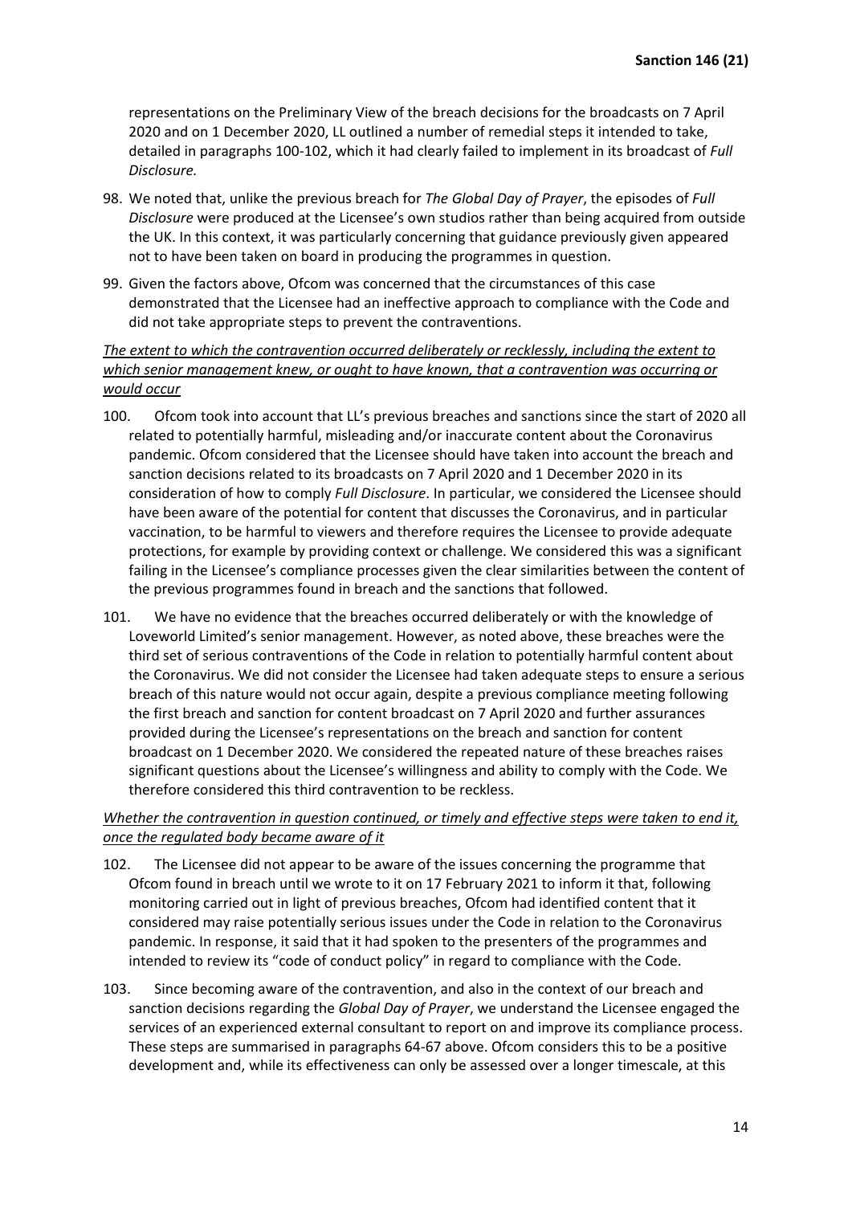representations on the Preliminary View of the breach decisions for the broadcasts on 7 April 2020 and on 1 December 2020, LL outlined a number of remedial steps it intended to take, detailed in paragraphs 100-102, which it had clearly failed to implement in its broadcast of *Full Disclosure.*

98. We noted that, unlike the previous breach for *The Global Day of Prayer*, the episodes of *Full Disclosure* were produced at the Licensee's own studios rather than being acquired from outside the UK. In this context, it was particularly concerning that guidance previously given appeared not to have been taken on board in producing the programmes in question.

99. Given the factors above, Ofcom was concerned that the circumstances of this case demonstrated that the Licensee had an ineffective approach to compliance with the Code and did not take appropriate steps to prevent the contraventions.

*The extent to which the contravention occurred deliberately or recklessly, including the extent to which senior management knew, or ought to have known, that a contravention was occurring or would occur*

100. Ofcom took into account that LL's previous breaches and sanctions since the start of 2020 all related to potentially harmful, misleading and/or inaccurate content about the Coronavirus pandemic. Ofcom considered that the Licensee should have taken into account the breach and sanction decisions related to its broadcasts on 7 April 2020 and 1 December 2020 in its consideration of how to comply *Full Disclosure*. In particular, we considered the Licensee should have been aware of the potential for content that discusses the Coronavirus, and in particular vaccination, to be harmful to viewers and therefore requires the Licensee to provide adequate protections, for example by providing context or challenge. We considered this was a significant failing in the Licensee's compliance processes given the clear similarities between the content of the previous programmes found in breach and the sanctions that followed.

101. We have no evidence that the breaches occurred deliberately or with the knowledge of Loveworld Limited's senior management. However, as noted above, these breaches were the third set of serious contraventions of the Code in relation to potentially harmful content about the Coronavirus. We did not consider the Licensee had taken adequate steps to ensure a serious breach of this nature would not occur again, despite a previous compliance meeting following the first breach and sanction for content broadcast on 7 April 2020 and further assurances provided during the Licensee's representations on the breach and sanction for content broadcast on 1 December 2020. We considered the repeated nature of these breaches raises significant questions about the Licensee's willingness and ability to comply with the Code. We therefore considered this third contravention to be reckless.

*Whether the contravention in question continued, or timely and effective steps were taken to end it, once the regulated body became aware of it*

102. The Licensee did not appear to be aware of the issues concerning the programme that Ofcom found in breach until we wrote to it on 17 February 2021 to inform it that, following monitoring carried out in light of previous breaches, Ofcom had identified content that it considered may raise potentially serious issues under the Code in relation to the Coronavirus pandemic. In response, it said that it had spoken to the presenters of the programmes and intended to review its "code of conduct policy" in regard to compliance with the Code.

103. Since becoming aware of the contravention, and also in the context of our breach and sanction decisions regarding the *Global Day of Prayer*, we understand the Licensee engaged the services of an experienced external consultant to report on and improve its compliance process. These steps are summarised in paragraphs 64-67 above. Ofcom considers this to be a positive development and, while its effectiveness can only be assessed over a longer timescale, at this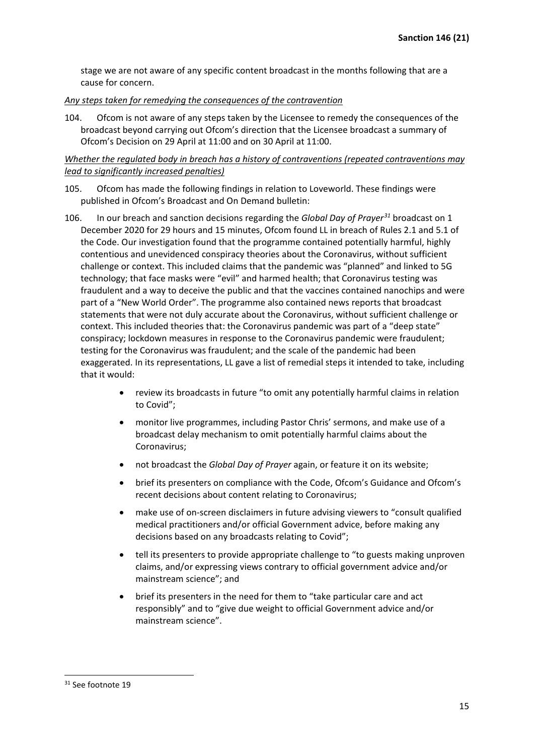stage we are not aware of any specific content broadcast in the months following that are a cause for concern.

*Any steps taken for remedying the consequences of the contravention*

104. Ofcom is not aware of any steps taken by the Licensee to remedy the consequences of the broadcast beyond carrying out Ofcom's direction that the Licensee broadcast a summary of Ofcom's Decision on 29 April at 11:00 and on 30 April at 11:00.

*Whether the regulated body in breach has a history of contraventions (repeated contraventions may lead to significantly increased penalties)*

105. Ofcom has made the following findings in relation to Loveworld. These findings were published in Ofcom's Broadcast and On Demand bulletin:

106. In our breach and sanction decisions regarding the *Global Day of Prayer*[31] broadcast on 1 December 2020 for 29 hours and 15 minutes, Ofcom found LL in breach of Rules 2.1 and 5.1 of the Code. Our investigation found that the programme contained potentially harmful, highly contentious and unevidenced conspiracy theories about the Coronavirus, without sufficient challenge or context. This included claims that the pandemic was "planned" and linked to 5G technology; that face masks were "evil" and harmed health; that Coronavirus testing was fraudulent and a way to deceive the public and that the vaccines contained nanochips and were part of a "New World Order". The programme also contained news reports that broadcast statements that were not duly accurate about the Coronavirus, without sufficient challenge or context. This included theories that: the Coronavirus pandemic was part of a "deep state" conspiracy; lockdown measures in response to the Coronavirus pandemic were fraudulent; testing for the Coronavirus was fraudulent; and the scale of the pandemic had been exaggerated. In its representations, LL gave a list of remedial steps it intended to take, including that it would:

- review its broadcasts in future "to omit any potentially harmful claims in relation to Covid";
- monitor live programmes, including Pastor Chris' sermons, and make use of a broadcast delay mechanism to omit potentially harmful claims about the Coronavirus;
- not broadcast the *Global Day of Prayer* again, or feature it on its website;
- brief its presenters on compliance with the Code, Ofcom's Guidance and Ofcom's recent decisions about content relating to Coronavirus;
- make use of on-screen disclaimers in future advising viewers to "consult qualified medical practitioners and/or official Government advice, before making any decisions based on any broadcasts relating to Covid";
- tell its presenters to provide appropriate challenge to "to guests making unproven claims, and/or expressing views contrary to official government advice and/or mainstream science"; and
- brief its presenters in the need for them to "take particular care and act responsibly" and to "give due weight to official Government advice and/or mainstream science".

[31] See footnote 19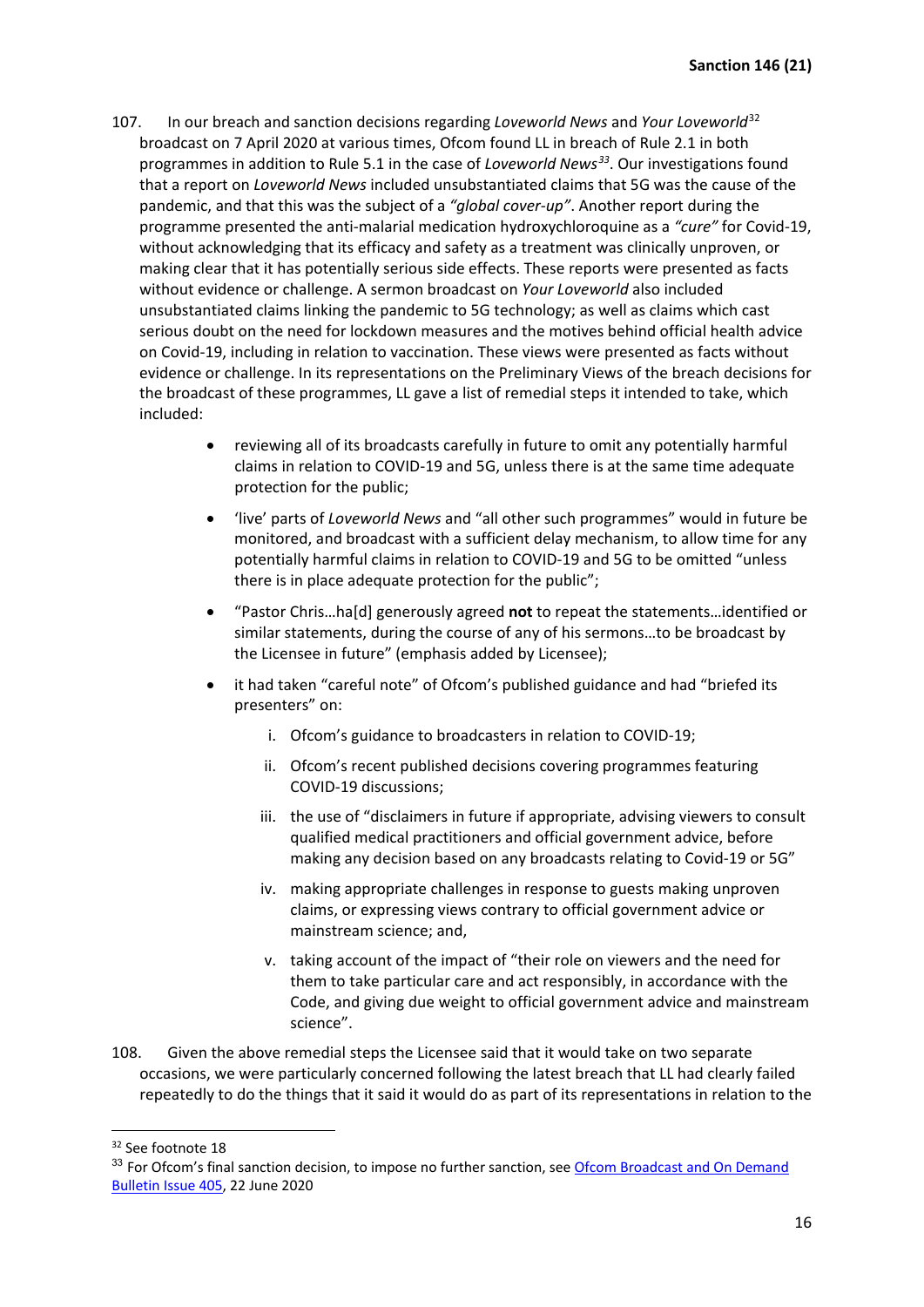107. In our breach and sanction decisions regarding *Loveworld News* and *Your Loveworld*[32] broadcast on 7 April 2020 at various times, Ofcom found LL in breach of Rule 2.1 in both programmes in addition to Rule 5.1 in the case of *Loveworld News*[33]. Our investigations found that a report on *Loveworld News* included unsubstantiated claims that 5G was the cause of the pandemic, and that this was the subject of a *"global cover-up"*. Another report during the programme presented the anti-malarial medication hydroxychloroquine as a *"cure"* for Covid-19, without acknowledging that its efficacy and safety as a treatment was clinically unproven, or making clear that it has potentially serious side effects. These reports were presented as facts without evidence or challenge. A sermon broadcast on *Your Loveworld* also included unsubstantiated claims linking the pandemic to 5G technology; as well as claims which cast serious doubt on the need for lockdown measures and the motives behind official health advice on Covid-19, including in relation to vaccination. These views were presented as facts without evidence or challenge. In its representations on the Preliminary Views of the breach decisions for the broadcast of these programmes, LL gave a list of remedial steps it intended to take, which included:

- reviewing all of its broadcasts carefully in future to omit any potentially harmful claims in relation to COVID-19 and 5G, unless there is at the same time adequate protection for the public;
- 'live' parts of *Loveworld News* and "all other such programmes" would in future be monitored, and broadcast with a sufficient delay mechanism, to allow time for any potentially harmful claims in relation to COVID-19 and 5G to be omitted "unless there is in place adequate protection for the public";
- "Pastor Chris…ha[d] generously agreed **not** to repeat the statements…identified or similar statements, during the course of any of his sermons…to be broadcast by the Licensee in future" (emphasis added by Licensee);
- it had taken "careful note" of Ofcom's published guidance and had "briefed its presenters" on:
  - i. Ofcom's guidance to broadcasters in relation to COVID-19;
  - ii. Ofcom's recent published decisions covering programmes featuring COVID-19 discussions;
  - iii. the use of "disclaimers in future if appropriate, advising viewers to consult qualified medical practitioners and official government advice, before making any decision based on any broadcasts relating to Covid-19 or 5G"
  - iv. making appropriate challenges in response to guests making unproven claims, or expressing views contrary to official government advice or mainstream science; and,
  - v. taking account of the impact of "their role on viewers and the need for them to take particular care and act responsibly, in accordance with the Code, and giving due weight to official government advice and mainstream science".

108. Given the above remedial steps the Licensee said that it would take on two separate occasions, we were particularly concerned following the latest breach that LL had clearly failed repeatedly to do the things that it said it would do as part of its representations in relation to the

---

[32] See footnote 18

[33] For Ofcom's final sanction decision, to impose no further sanction, see [Ofcom Broadcast and On Demand Bulletin Issue 405](), 22 June 2020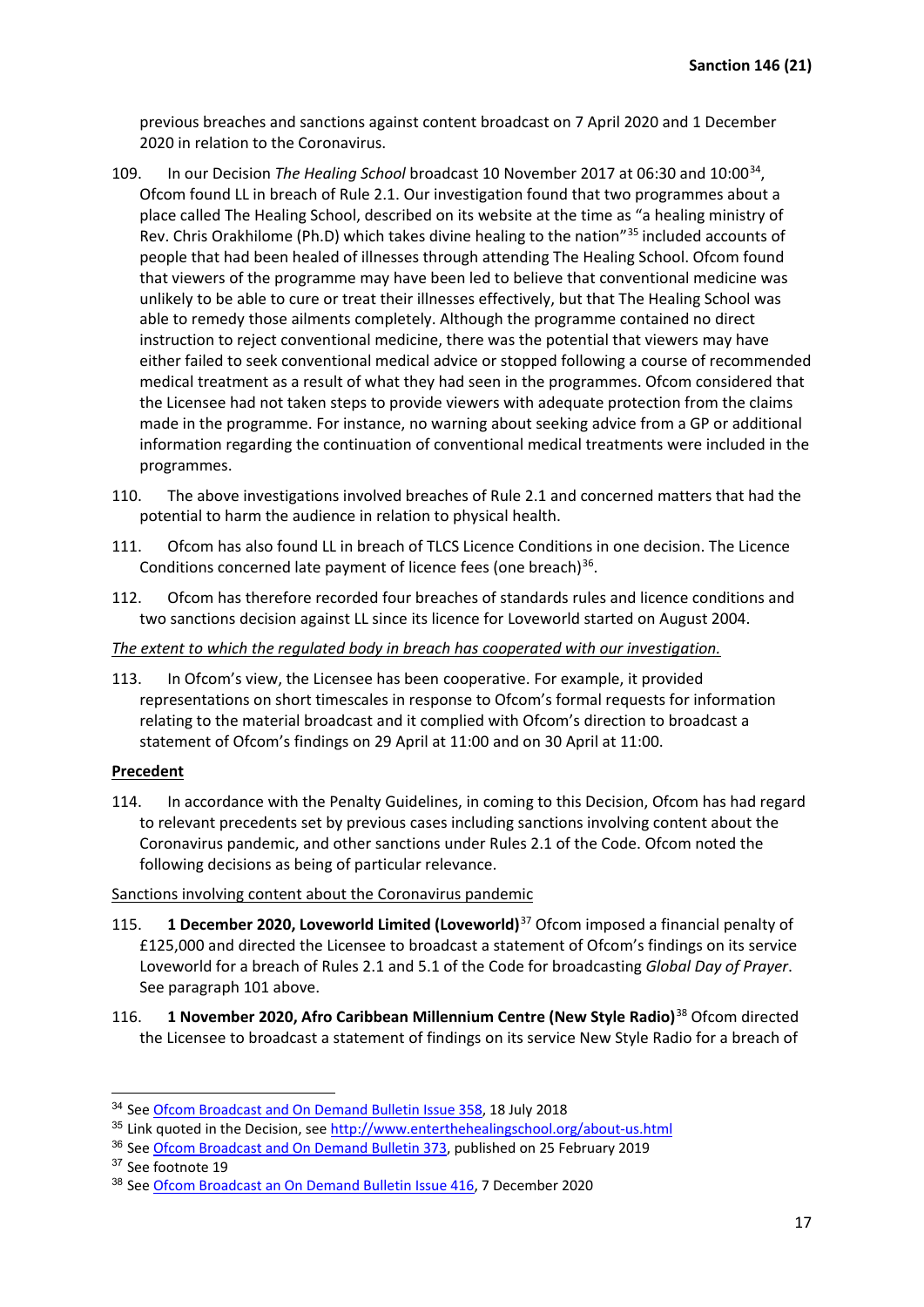previous breaches and sanctions against content broadcast on 7 April 2020 and 1 December 2020 in relation to the Coronavirus.

109. In our Decision *The Healing School* broadcast 10 November 2017 at 06:30 and 10:00[34], Ofcom found LL in breach of Rule 2.1. Our investigation found that two programmes about a place called The Healing School, described on its website at the time as "a healing ministry of Rev. Chris Orakhilome (Ph.D) which takes divine healing to the nation"[35] included accounts of people that had been healed of illnesses through attending The Healing School. Ofcom found that viewers of the programme may have been led to believe that conventional medicine was unlikely to be able to cure or treat their illnesses effectively, but that The Healing School was able to remedy those ailments completely. Although the programme contained no direct instruction to reject conventional medicine, there was the potential that viewers may have either failed to seek conventional medical advice or stopped following a course of recommended medical treatment as a result of what they had seen in the programmes. Ofcom considered that the Licensee had not taken steps to provide viewers with adequate protection from the claims made in the programme. For instance, no warning about seeking advice from a GP or additional information regarding the continuation of conventional medical treatments were included in the programmes.

110. The above investigations involved breaches of Rule 2.1 and concerned matters that had the potential to harm the audience in relation to physical health.

111. Ofcom has also found LL in breach of TLCS Licence Conditions in one decision. The Licence Conditions concerned late payment of licence fees (one breach)[36].

112. Ofcom has therefore recorded four breaches of standards rules and licence conditions and two sanctions decision against LL since its licence for Loveworld started on August 2004.

*The extent to which the regulated body in breach has cooperated with our investigation.*

113. In Ofcom's view, the Licensee has been cooperative. For example, it provided representations on short timescales in response to Ofcom's formal requests for information relating to the material broadcast and it complied with Ofcom's direction to broadcast a statement of Ofcom's findings on 29 April at 11:00 and on 30 April at 11:00.

**Precedent**

114. In accordance with the Penalty Guidelines, in coming to this Decision, Ofcom has had regard to relevant precedents set by previous cases including sanctions involving content about the Coronavirus pandemic, and other sanctions under Rules 2.1 of the Code. Ofcom noted the following decisions as being of particular relevance.

Sanctions involving content about the Coronavirus pandemic

115. **1 December 2020, Loveworld Limited (Loveworld)**[37] Ofcom imposed a financial penalty of £125,000 and directed the Licensee to broadcast a statement of Ofcom's findings on its service Loveworld for a breach of Rules 2.1 and 5.1 of the Code for broadcasting *Global Day of Prayer*. See paragraph 101 above.

116. **1 November 2020, Afro Caribbean Millennium Centre (New Style Radio)**[38] Ofcom directed the Licensee to broadcast a statement of findings on its service New Style Radio for a breach of

---

[34] See Ofcom Broadcast and On Demand Bulletin Issue 358, 18 July 2018

[35] Link quoted in the Decision, see http://www.enterthehealingschool.org/about-us.html

[36] See Ofcom Broadcast and On Demand Bulletin 373, published on 25 February 2019

[37] See footnote 19

[38] See Ofcom Broadcast an On Demand Bulletin Issue 416, 7 December 2020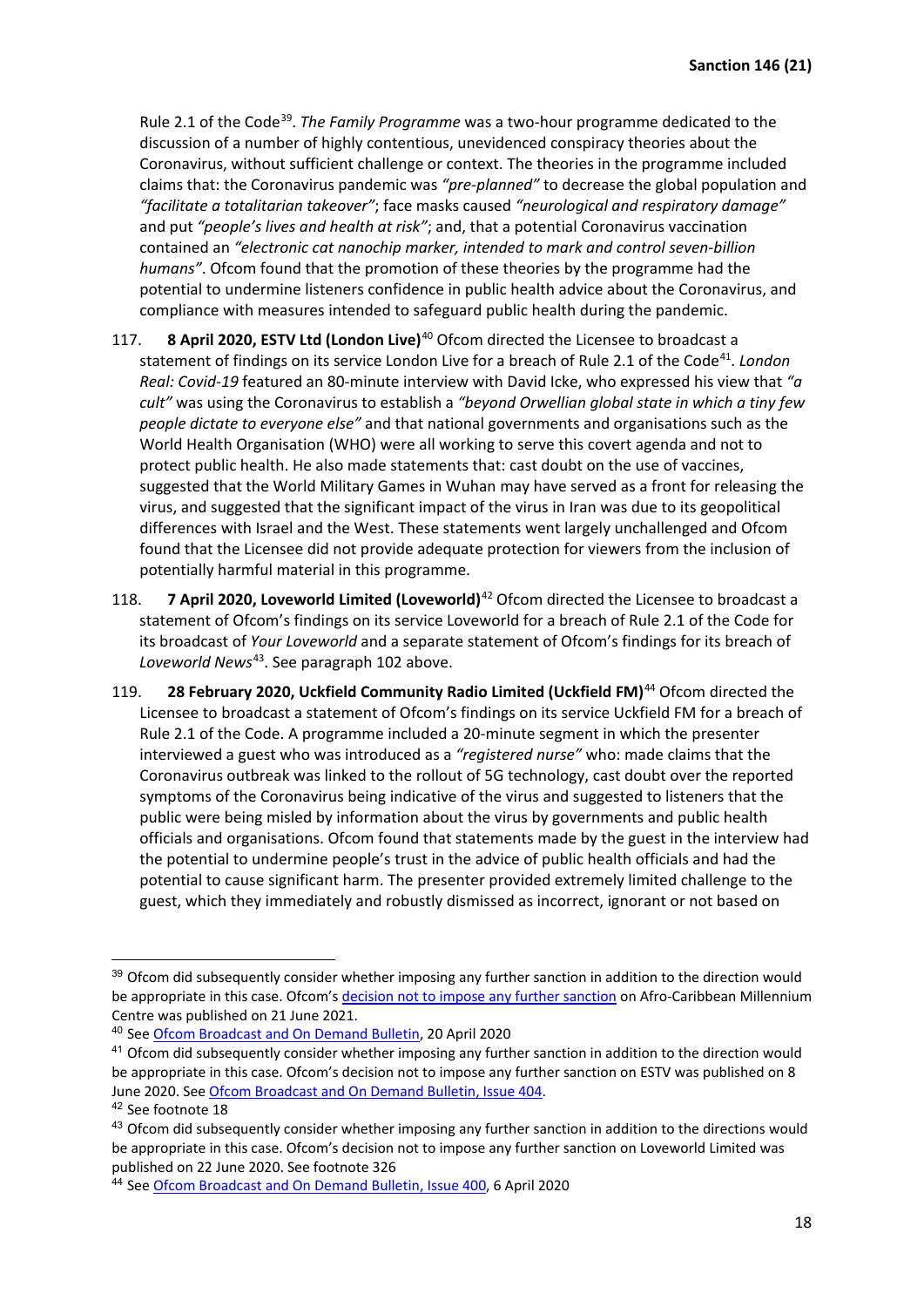Rule 2.1 of the Code[39]. *The Family Programme* was a two-hour programme dedicated to the discussion of a number of highly contentious, unevidenced conspiracy theories about the Coronavirus, without sufficient challenge or context. The theories in the programme included claims that: the Coronavirus pandemic was *"pre-planned"* to decrease the global population and *"facilitate a totalitarian takeover"*; face masks caused *"neurological and respiratory damage"* and put *"people's lives and health at risk"*; and, that a potential Coronavirus vaccination contained an *"electronic cat nanochip marker, intended to mark and control seven-billion humans"*. Ofcom found that the promotion of these theories by the programme had the potential to undermine listeners confidence in public health advice about the Coronavirus, and compliance with measures intended to safeguard public health during the pandemic.

117. **8 April 2020, ESTV Ltd (London Live)**[40] Ofcom directed the Licensee to broadcast a statement of findings on its service London Live for a breach of Rule 2.1 of the Code[41]. *London Real: Covid-19* featured an 80-minute interview with David Icke, who expressed his view that *"a cult"* was using the Coronavirus to establish a *"beyond Orwellian global state in which a tiny few people dictate to everyone else"* and that national governments and organisations such as the World Health Organisation (WHO) were all working to serve this covert agenda and not to protect public health. He also made statements that: cast doubt on the use of vaccines, suggested that the World Military Games in Wuhan may have served as a front for releasing the virus, and suggested that the significant impact of the virus in Iran was due to its geopolitical differences with Israel and the West. These statements went largely unchallenged and Ofcom found that the Licensee did not provide adequate protection for viewers from the inclusion of potentially harmful material in this programme.

118. **7 April 2020, Loveworld Limited (Loveworld)**[42] Ofcom directed the Licensee to broadcast a statement of Ofcom's findings on its service Loveworld for a breach of Rule 2.1 of the Code for its broadcast of *Your Loveworld* and a separate statement of Ofcom's findings for its breach of *Loveworld News*[43]. See paragraph 102 above.

119. **28 February 2020, Uckfield Community Radio Limited (Uckfield FM)**[44] Ofcom directed the Licensee to broadcast a statement of Ofcom's findings on its service Uckfield FM for a breach of Rule 2.1 of the Code. A programme included a 20-minute segment in which the presenter interviewed a guest who was introduced as a *"registered nurse"* who: made claims that the Coronavirus outbreak was linked to the rollout of 5G technology, cast doubt over the reported symptoms of the Coronavirus being indicative of the virus and suggested to listeners that the public were being misled by information about the virus by governments and public health officials and organisations. Ofcom found that statements made by the guest in the interview had the potential to undermine people's trust in the advice of public health officials and had the potential to cause significant harm. The presenter provided extremely limited challenge to the guest, which they immediately and robustly dismissed as incorrect, ignorant or not based on

---

[39] Ofcom did subsequently consider whether imposing any further sanction in addition to the direction would be appropriate in this case. Ofcom's decision not to impose any further sanction on Afro-Caribbean Millennium Centre was published on 21 June 2021.

[40] See Ofcom Broadcast and On Demand Bulletin, 20 April 2020

[41] Ofcom did subsequently consider whether imposing any further sanction in addition to the direction would be appropriate in this case. Ofcom's decision not to impose any further sanction on ESTV was published on 8 June 2020. See Ofcom Broadcast and On Demand Bulletin, Issue 404.

[42] See footnote 18

[43] Ofcom did subsequently consider whether imposing any further sanction in addition to the directions would be appropriate in this case. Ofcom's decision not to impose any further sanction on Loveworld Limited was published on 22 June 2020. See footnote 326

[44] See Ofcom Broadcast and On Demand Bulletin, Issue 400, 6 April 2020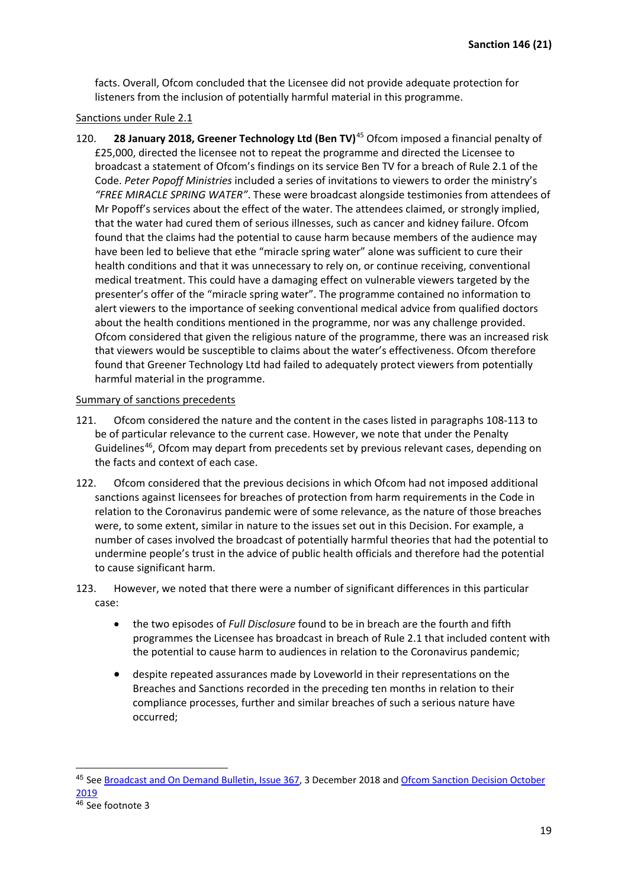facts. Overall, Ofcom concluded that the Licensee did not provide adequate protection for listeners from the inclusion of potentially harmful material in this programme.

Sanctions under Rule 2.1

120. **28 January 2018, Greener Technology Ltd (Ben TV)**[45] Ofcom imposed a financial penalty of £25,000, directed the licensee not to repeat the programme and directed the Licensee to broadcast a statement of Ofcom's findings on its service Ben TV for a breach of Rule 2.1 of the Code. *Peter Popoff Ministries* included a series of invitations to viewers to order the ministry's *"FREE MIRACLE SPRING WATER"*. These were broadcast alongside testimonies from attendees of Mr Popoff's services about the effect of the water. The attendees claimed, or strongly implied, that the water had cured them of serious illnesses, such as cancer and kidney failure. Ofcom found that the claims had the potential to cause harm because members of the audience may have been led to believe that ethe "miracle spring water" alone was sufficient to cure their health conditions and that it was unnecessary to rely on, or continue receiving, conventional medical treatment. This could have a damaging effect on vulnerable viewers targeted by the presenter's offer of the "miracle spring water". The programme contained no information to alert viewers to the importance of seeking conventional medical advice from qualified doctors about the health conditions mentioned in the programme, nor was any challenge provided. Ofcom considered that given the religious nature of the programme, there was an increased risk that viewers would be susceptible to claims about the water's effectiveness. Ofcom therefore found that Greener Technology Ltd had failed to adequately protect viewers from potentially harmful material in the programme.

Summary of sanctions precedents

121. Ofcom considered the nature and the content in the cases listed in paragraphs 108-113 to be of particular relevance to the current case. However, we note that under the Penalty Guidelines[46], Ofcom may depart from precedents set by previous relevant cases, depending on the facts and context of each case.

122. Ofcom considered that the previous decisions in which Ofcom had not imposed additional sanctions against licensees for breaches of protection from harm requirements in the Code in relation to the Coronavirus pandemic were of some relevance, as the nature of those breaches were, to some extent, similar in nature to the issues set out in this Decision. For example, a number of cases involved the broadcast of potentially harmful theories that had the potential to undermine people's trust in the advice of public health officials and therefore had the potential to cause significant harm.

123. However, we noted that there were a number of significant differences in this particular case:

- the two episodes of *Full Disclosure* found to be in breach are the fourth and fifth programmes the Licensee has broadcast in breach of Rule 2.1 that included content with the potential to cause harm to audiences in relation to the Coronavirus pandemic;
- despite repeated assurances made by Loveworld in their representations on the Breaches and Sanctions recorded in the preceding ten months in relation to their compliance processes, further and similar breaches of such a serious nature have occurred;

[45] See Broadcast and On Demand Bulletin, Issue 367, 3 December 2018 and Ofcom Sanction Decision October 2019

[46] See footnote 3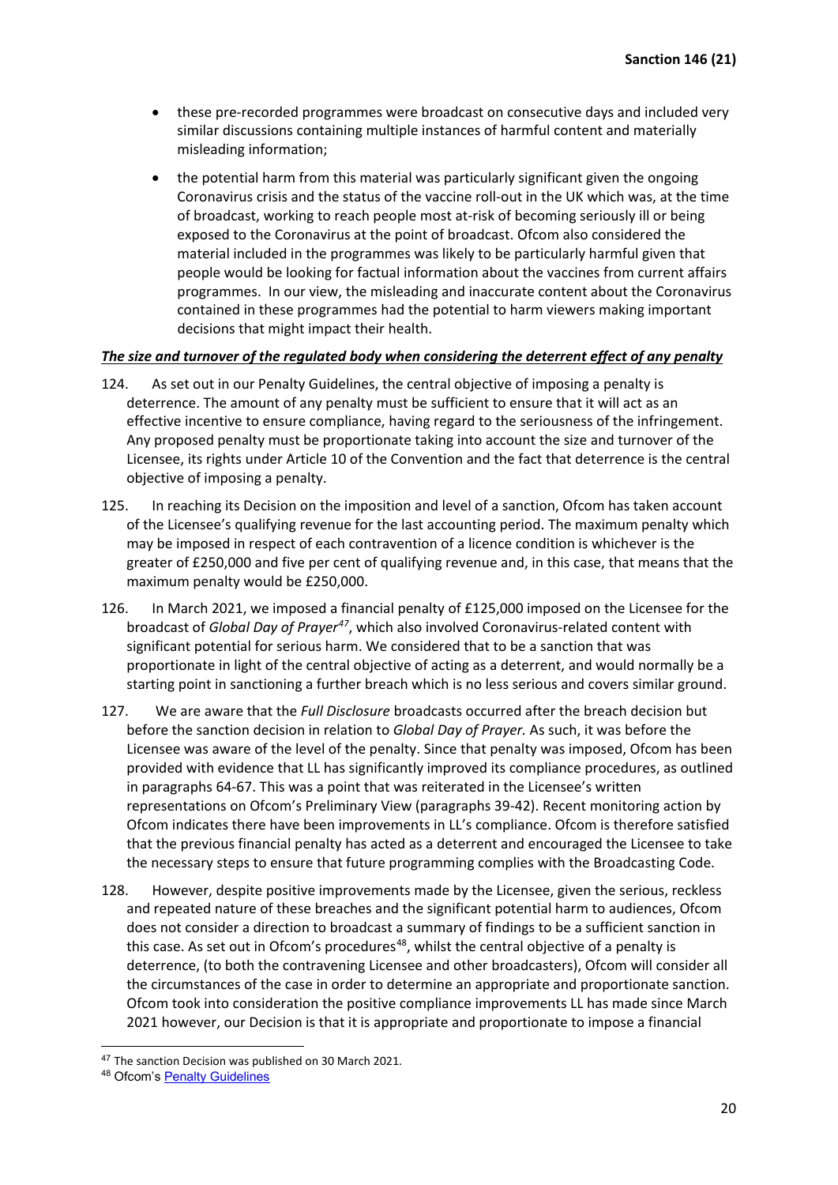- these pre-recorded programmes were broadcast on consecutive days and included very similar discussions containing multiple instances of harmful content and materially misleading information;
- the potential harm from this material was particularly significant given the ongoing Coronavirus crisis and the status of the vaccine roll-out in the UK which was, at the time of broadcast, working to reach people most at-risk of becoming seriously ill or being exposed to the Coronavirus at the point of broadcast. Ofcom also considered the material included in the programmes was likely to be particularly harmful given that people would be looking for factual information about the vaccines from current affairs programmes. In our view, the misleading and inaccurate content about the Coronavirus contained in these programmes had the potential to harm viewers making important decisions that might impact their health.

***The size and turnover of the regulated body when considering the deterrent effect of any penalty***

124. As set out in our Penalty Guidelines, the central objective of imposing a penalty is deterrence. The amount of any penalty must be sufficient to ensure that it will act as an effective incentive to ensure compliance, having regard to the seriousness of the infringement. Any proposed penalty must be proportionate taking into account the size and turnover of the Licensee, its rights under Article 10 of the Convention and the fact that deterrence is the central objective of imposing a penalty.

125. In reaching its Decision on the imposition and level of a sanction, Ofcom has taken account of the Licensee's qualifying revenue for the last accounting period. The maximum penalty which may be imposed in respect of each contravention of a licence condition is whichever is the greater of £250,000 and five per cent of qualifying revenue and, in this case, that means that the maximum penalty would be £250,000.

126. In March 2021, we imposed a financial penalty of £125,000 imposed on the Licensee for the broadcast of *Global Day of Prayer*[47], which also involved Coronavirus-related content with significant potential for serious harm. We considered that to be a sanction that was proportionate in light of the central objective of acting as a deterrent, and would normally be a starting point in sanctioning a further breach which is no less serious and covers similar ground.

127. We are aware that the *Full Disclosure* broadcasts occurred after the breach decision but before the sanction decision in relation to *Global Day of Prayer.* As such, it was before the Licensee was aware of the level of the penalty. Since that penalty was imposed, Ofcom has been provided with evidence that LL has significantly improved its compliance procedures, as outlined in paragraphs 64-67. This was a point that was reiterated in the Licensee's written representations on Ofcom's Preliminary View (paragraphs 39-42). Recent monitoring action by Ofcom indicates there have been improvements in LL's compliance. Ofcom is therefore satisfied that the previous financial penalty has acted as a deterrent and encouraged the Licensee to take the necessary steps to ensure that future programming complies with the Broadcasting Code.

128. However, despite positive improvements made by the Licensee, given the serious, reckless and repeated nature of these breaches and the significant potential harm to audiences, Ofcom does not consider a direction to broadcast a summary of findings to be a sufficient sanction in this case. As set out in Ofcom's procedures[48], whilst the central objective of a penalty is deterrence, (to both the contravening Licensee and other broadcasters), Ofcom will consider all the circumstances of the case in order to determine an appropriate and proportionate sanction. Ofcom took into consideration the positive compliance improvements LL has made since March 2021 however, our Decision is that it is appropriate and proportionate to impose a financial

---

[47] The sanction Decision was published on 30 March 2021.

[48] Ofcom's Penalty Guidelines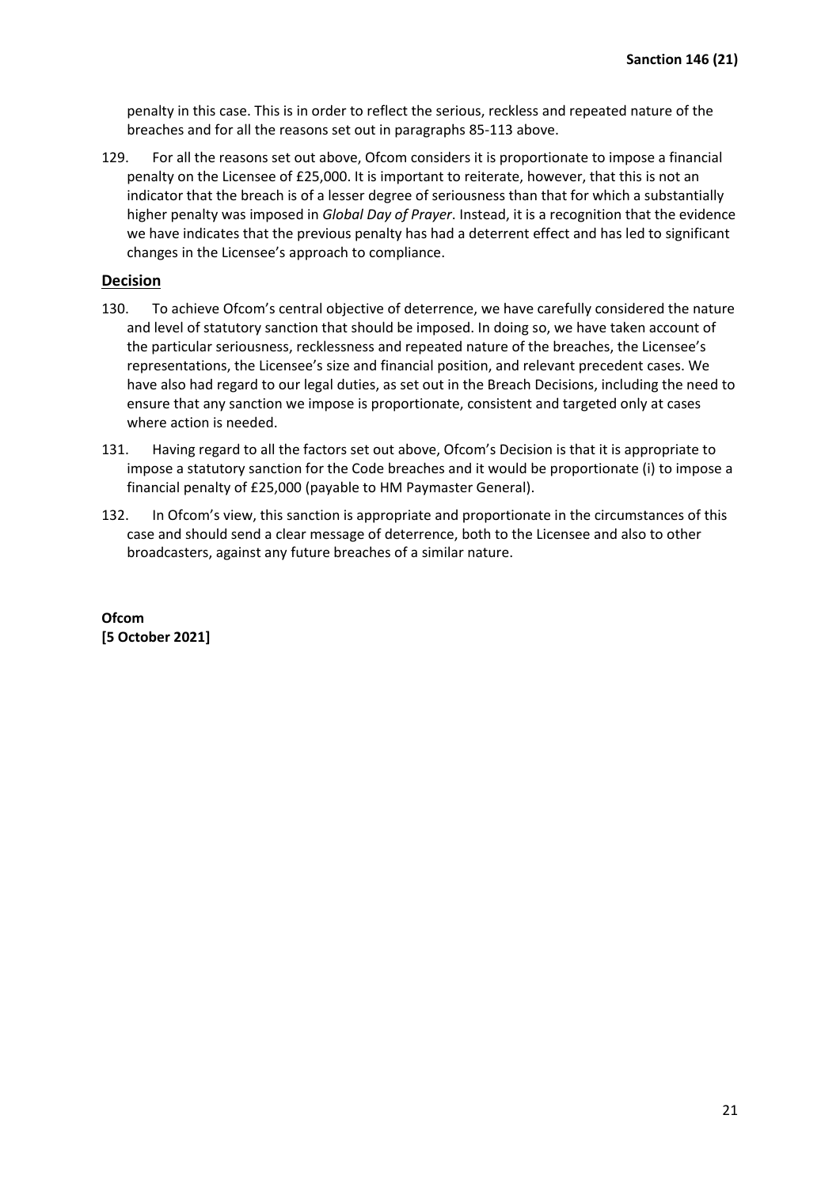penalty in this case. This is in order to reflect the serious, reckless and repeated nature of the breaches and for all the reasons set out in paragraphs 85-113 above.

129. For all the reasons set out above, Ofcom considers it is proportionate to impose a financial penalty on the Licensee of £25,000. It is important to reiterate, however, that this is not an indicator that the breach is of a lesser degree of seriousness than that for which a substantially higher penalty was imposed in *Global Day of Prayer*. Instead, it is a recognition that the evidence we have indicates that the previous penalty has had a deterrent effect and has led to significant changes in the Licensee's approach to compliance.

## Decision

130. To achieve Ofcom's central objective of deterrence, we have carefully considered the nature and level of statutory sanction that should be imposed. In doing so, we have taken account of the particular seriousness, recklessness and repeated nature of the breaches, the Licensee's representations, the Licensee's size and financial position, and relevant precedent cases. We have also had regard to our legal duties, as set out in the Breach Decisions, including the need to ensure that any sanction we impose is proportionate, consistent and targeted only at cases where action is needed.

131. Having regard to all the factors set out above, Ofcom's Decision is that it is appropriate to impose a statutory sanction for the Code breaches and it would be proportionate (i) to impose a financial penalty of £25,000 (payable to HM Paymaster General).

132. In Ofcom's view, this sanction is appropriate and proportionate in the circumstances of this case and should send a clear message of deterrence, both to the Licensee and also to other broadcasters, against any future breaches of a similar nature.

**Ofcom**
**[5 October 2021]**